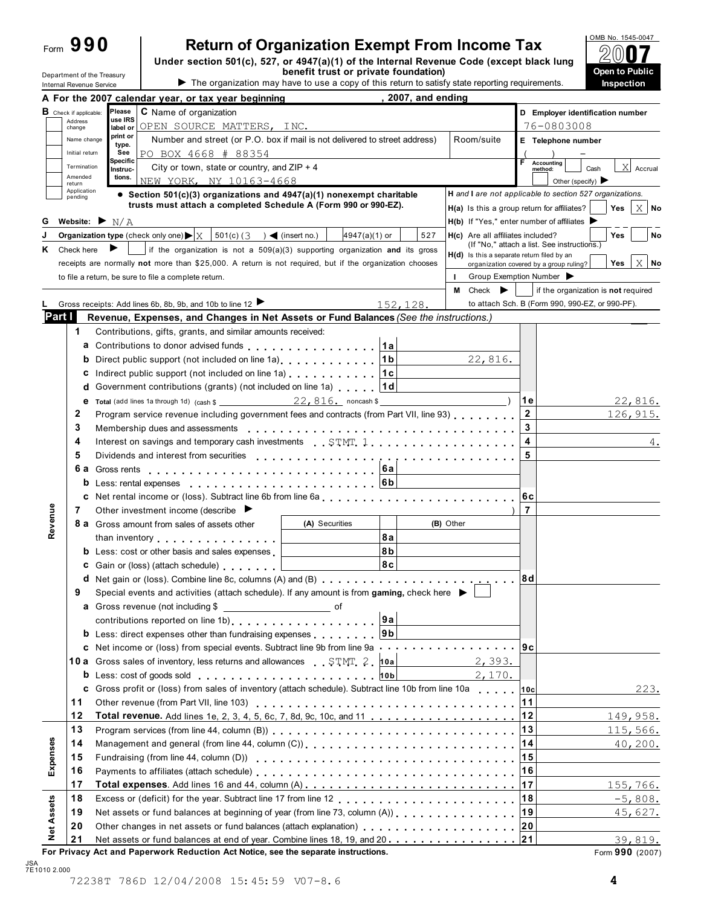Form **990**

# Return of Organization Exempt From Income Tax

**Under section 501(c), 527, or 4947(a)(1) of the Internal Revenue Code (except black lung benefit trust or private foundation)**

▶ The organization may have to use a copy of this return to satisfy state reporting requirements.

OMB No. 1545-0047

**2007**

**Open to Public Inspection**

Department of the Treasury
Internal Revenue Service

**A** For the 2007 calendar year, or tax year beginning , 2007, and ending

**B** Check if applicable: Address change / Name change / Initial return / Termination / Amended return / Application pending

Please use IRS label or print or type. See Specific Instructions.

**C** Name of organization: OPEN SOURCE MATTERS, INC.

Number and street (or P.O. box if mail is not delivered to street address) | Room/suite: PO BOX 4668 # 88354

City or town, state or country, and ZIP + 4: NEW YORK, NY 10163-4668

**D** Employer identification number: 76-0803008

**E** Telephone number: ( ) -

**F** Accounting method: ☐ Cash ☒ Accrual ☐ Other (specify) ▶

● **Section 501(c)(3) organizations and 4947(a)(1) nonexempt charitable trusts must attach a completed Schedule A (Form 990 or 990-EZ).**

**H** *and* **I** *are not applicable to section 527 organizations.*

**H(a)** Is this a group return for affiliates? ☐ Yes ☒ No

**H(b)** If "Yes," enter number of affiliates ▶

**H(c)** Are all affiliates included? ☐ Yes ☐ No (If "No," attach a list. See instructions.)

**H(d)** Is this a separate return filed by an organization covered by a group ruling? ☐ Yes ☒ No

**I** Group Exemption Number ▶

**M** Check ▶ ☐ if the organization is **not** required to attach Sch. B (Form 990, 990-EZ, or 990-PF).

**G** Website: ▶ N/A

**J** Organization type (check only one) ▶ ☒ 501(c) ( 3 ) ◀ (insert no.) ☐ 4947(a)(1) or ☐ 527

**K** Check here ▶ ☐ if the organization is not a 509(a)(3) supporting organization **and** its gross receipts are normally **not** more than $25,000. A return is not required, but if the organization chooses to file a return, be sure to file a complete return.

**L** Gross receipts: Add lines 6b, 8b, 9b, and 10b to line 12 ▶ 152,128.

## Part I Revenue, Expenses, and Changes in Net Assets or Fund Balances *(See the instructions.)*

### Revenue

| Line | Description | Sub-line | Sub-amount | Line | Amount |
|---|---|---|---|---|---|
| 1 | Contributions, gifts, grants, and similar amounts received: | | | | |
| a | Contributions to donor advised funds | 1a | | | |
| b | Direct public support (not included on line 1a) | 1b | 22,816. | | |
| c | Indirect public support (not included on line 1a) | 1c | | | |
| d | Government contributions (grants) (not included on line 1a) | 1d | | | |
| e | Total (add lines 1a through 1d) (cash $ 22,816. noncash $ ) | | | 1e | 22,816. |
| 2 | Program service revenue including government fees and contracts (from Part VII, line 93) | | | 2 | 126,915. |
| 3 | Membership dues and assessments | | | 3 | |
| 4 | Interest on savings and temporary cash investments STMT 1 | | | 4 | 4. |
| 5 | Dividends and interest from securities | | | 5 | |
| 6a | Gross rents | 6a | | | |
| b | Less: rental expenses | 6b | | | |
| c | Net rental income or (loss). Subtract line 6b from line 6a | | | 6c | |
| 7 | Other investment income (describe ▶ ) | | | 7 | |
| 8a | Gross amount from sales of assets other than inventory — (A) Securities / (B) Other | 8a | | | |
| b | Less: cost or other basis and sales expenses | 8b | | | |
| c | Gain or (loss) (attach schedule) | 8c | | | |
| d | Net gain or (loss). Combine line 8c, columns (A) and (B) | | | 8d | |
| 9 | Special events and activities (attach schedule). If any amount is from **gaming**, check here ▶ ☐ | | | | |
| a | Gross revenue (not including $ of contributions reported on line 1b) | 9a | | | |
| b | Less: direct expenses other than fundraising expenses | 9b | | | |
| c | Net income or (loss) from special events. Subtract line 9b from line 9a | | | 9c | |
| 10a | Gross sales of inventory, less returns and allowances STMT 2 | 10a | 2,393. | | |
| b | Less: cost of goods sold | 10b | 2,170. | | |
| c | Gross profit or (loss) from sales of inventory (attach schedule). Subtract line 10b from line 10a | | | 10c | 223. |
| 11 | Other revenue (from Part VII, line 103) | | | 11 | |
| 12 | **Total revenue.** Add lines 1e, 2, 3, 4, 5, 6c, 7, 8d, 9c, 10c, and 11 | | | 12 | 149,958. |

### Expenses

| Line | Description | Line | Amount |
|---|---|---|---|
| 13 | Program services (from line 44, column (B)) | 13 | 115,566. |
| 14 | Management and general (from line 44, column (C)) | 14 | 40,200. |
| 15 | Fundraising (from line 44, column (D)) | 15 | |
| 16 | Payments to affiliates (attach schedule) | 16 | |
| 17 | **Total expenses.** Add lines 16 and 44, column (A) | 17 | 155,766. |

### Net Assets

| Line | Description | Line | Amount |
|---|---|---|---|
| 18 | Excess or (deficit) for the year. Subtract line 17 from line 12 | 18 | -5,808. |
| 19 | Net assets or fund balances at beginning of year (from line 73, column (A)) | 19 | 45,627. |
| 20 | Other changes in net assets or fund balances (attach explanation) | 20 | |
| 21 | Net assets or fund balances at end of year. Combine lines 18, 19, and 20 | 21 | 39,819. |

**For Privacy Act and Paperwork Reduction Act Notice, see the separate instructions.** Form **990** (2007)

JSA
7E1010 2.000

72238T 786D 12/04/2008 15:45:59 V07-8.6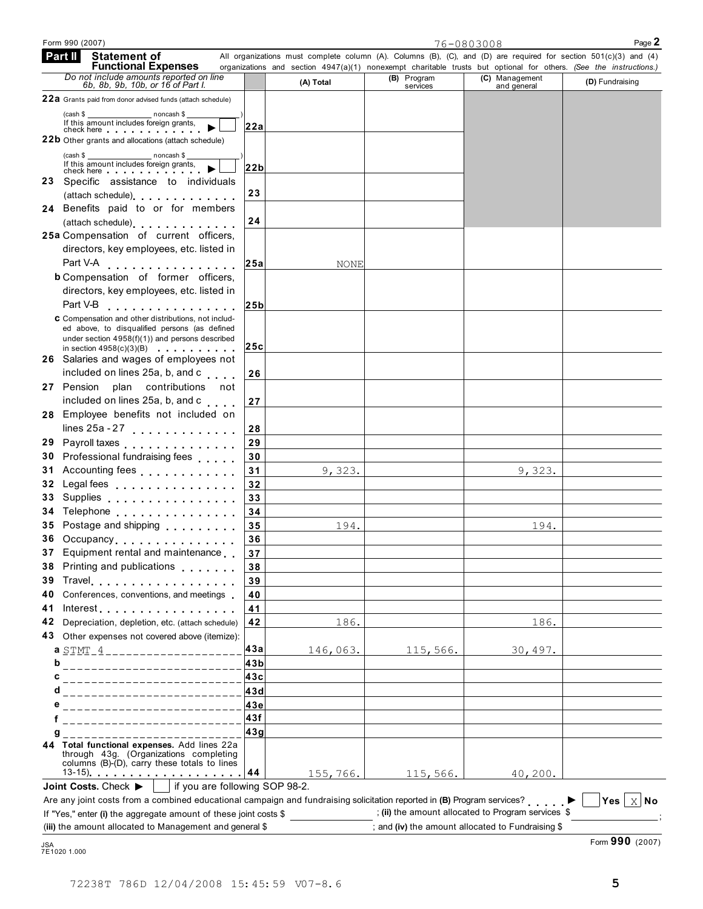Form 990 (2007) 76-0803008 Page **2**

## Part II Statement of Functional Expenses

All organizations must complete column (A). Columns (B), (C), and (D) are required for section 501(c)(3) and (4) organizations and section 4947(a)(1) nonexempt charitable trusts but optional for others. *(See the instructions.)*

| *Do not include amounts reported on line 6b, 8b, 9b, 10b, or 16 of Part I.* | | (A) Total | (B) Program services | (C) Management and general | (D) Fundraising |
|---|---|---|---|---|---|
| **22a** Grants paid from donor advised funds (attach schedule) (cash $ ______ noncash $ ______) If this amount includes foreign grants, check here ▶ ☐ | **22a** | | | | |
| **22b** Other grants and allocations (attach schedule) (cash $ ______ noncash $ ______) If this amount includes foreign grants, check here ▶ ☐ | **22b** | | | | |
| **23** Specific assistance to individuals (attach schedule) | **23** | | | | |
| **24** Benefits paid to or for members (attach schedule) | **24** | | | | |
| **25a** Compensation of current officers, directors, key employees, etc. listed in Part V-A | **25a** | NONE | | | |
| **b** Compensation of former officers, directors, key employees, etc. listed in Part V-B | **25b** | | | | |
| **c** Compensation and other distributions, not included above, to disqualified persons (as defined under section 4958(f)(1)) and persons described in section 4958(c)(3)(B) | **25c** | | | | |
| **26** Salaries and wages of employees not included on lines 25a, b, and c | **26** | | | | |
| **27** Pension plan contributions not included on lines 25a, b, and c | **27** | | | | |
| **28** Employee benefits not included on lines 25a - 27 | **28** | | | | |
| **29** Payroll taxes | **29** | | | | |
| **30** Professional fundraising fees | **30** | | | | |
| **31** Accounting fees | **31** | 9,323. | | 9,323. | |
| **32** Legal fees | **32** | | | | |
| **33** Supplies | **33** | | | | |
| **34** Telephone | **34** | | | | |
| **35** Postage and shipping | **35** | 194. | | 194. | |
| **36** Occupancy | **36** | | | | |
| **37** Equipment rental and maintenance | **37** | | | | |
| **38** Printing and publications | **38** | | | | |
| **39** Travel | **39** | | | | |
| **40** Conferences, conventions, and meetings | **40** | | | | |
| **41** Interest | **41** | | | | |
| **42** Depreciation, depletion, etc. (attach schedule) | **42** | 186. | | 186. | |
| **43** Other expenses not covered above (itemize): | | | | | |
| **a** STMT 4 | **43a** | 146,063. | 115,566. | 30,497. | |
| **b** | **43b** | | | | |
| **c** | **43c** | | | | |
| **d** | **43d** | | | | |
| **e** | **43e** | | | | |
| **f** | **43f** | | | | |
| **g** | **43g** | | | | |
| **44 Total functional expenses.** Add lines 22a through 43g. (Organizations completing columns (B)-(D), carry these totals to lines 13-15) | **44** | 155,766. | 115,566. | 40,200. | |

**Joint Costs.** Check ▶ ☐ if you are following SOP 98-2.

Are any joint costs from a combined educational campaign and fundraising solicitation reported in **(B)** Program services? ▶ ☐ **Yes** ☒ **No**

If "Yes," enter **(i)** the aggregate amount of these joint costs $ ______ ; **(ii)** the amount allocated to Program services $ ______ ;
**(iii)** the amount allocated to Management and general $ ______ ; and **(iv)** the amount allocated to Fundraising $ ______

JSA
7E1020 1.000

Form **990** (2007)

72238T 786D 12/04/2008 15:45:59 V07-8.6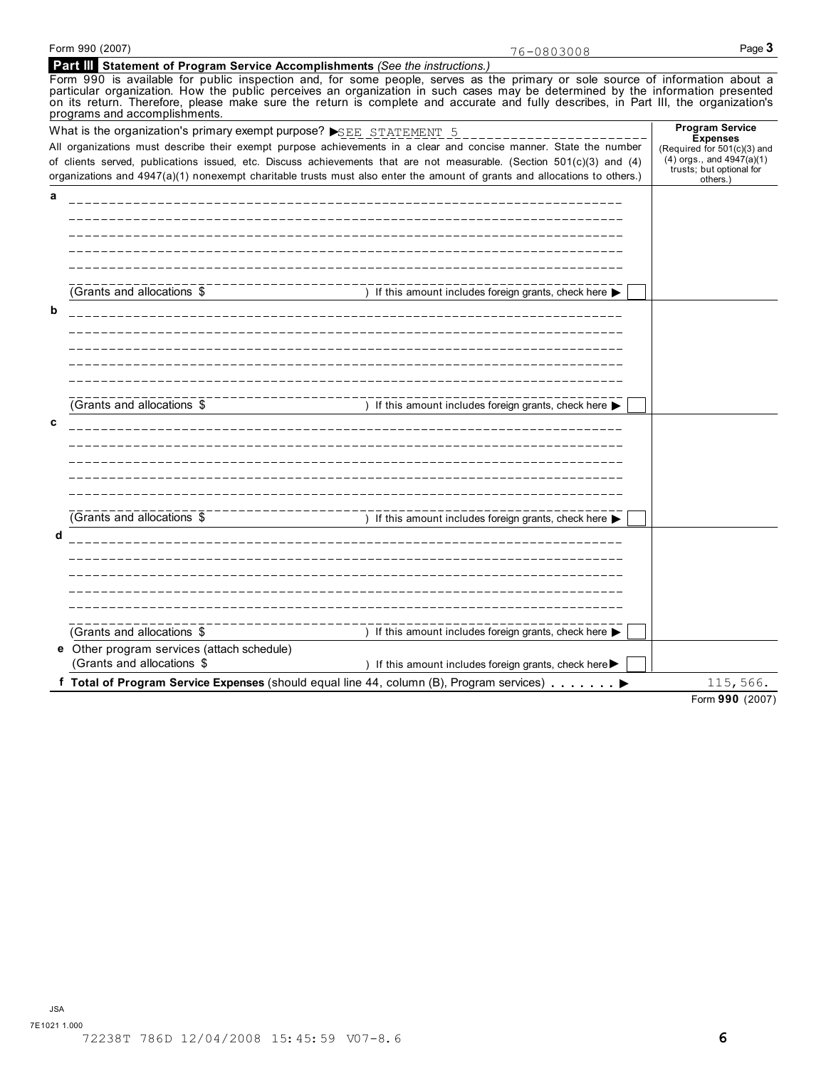76-0803008

## Part III Statement of Program Service Accomplishments *(See the instructions.)*

Form 990 is available for public inspection and, for some people, serves as the primary or sole source of information about a particular organization. How the public perceives an organization in such cases may be determined by the information presented on its return. Therefore, please make sure the return is complete and accurate and fully describes, in Part III, the organization's programs and accomplishments.

| What is the organization's primary exempt purpose? ▶ SEE STATEMENT 5<br>All organizations must describe their exempt purpose achievements in a clear and concise manner. State the number of clients served, publications issued, etc. Discuss achievements that are not measurable. (Section 501(c)(3) and (4) organizations and 4947(a)(1) nonexempt charitable trusts must also enter the amount of grants and allocations to others.) | Program Service Expenses (Required for 501(c)(3) and (4) orgs., and 4947(a)(1) trusts; but optional for others.) |
|---|---|
| **a** (Grants and allocations $ ) If this amount includes foreign grants, check here ▶ ☐ | |
| **b** (Grants and allocations $ ) If this amount includes foreign grants, check here ▶ ☐ | |
| **c** (Grants and allocations $ ) If this amount includes foreign grants, check here ▶ ☐ | |
| **d** (Grants and allocations $ ) If this amount includes foreign grants, check here ▶ ☐ | |
| **e** Other program services (attach schedule) (Grants and allocations $ ) If this amount includes foreign grants, check here ▶ ☐ | |
| **f Total of Program Service Expenses** (should equal line 44, column (B), Program services) . . . . . . . ▶ | 115,566. |

Form **990** (2007)

JSA
7E1021 1.000
72238T 786D 12/04/2008 15:45:59 V07-8.6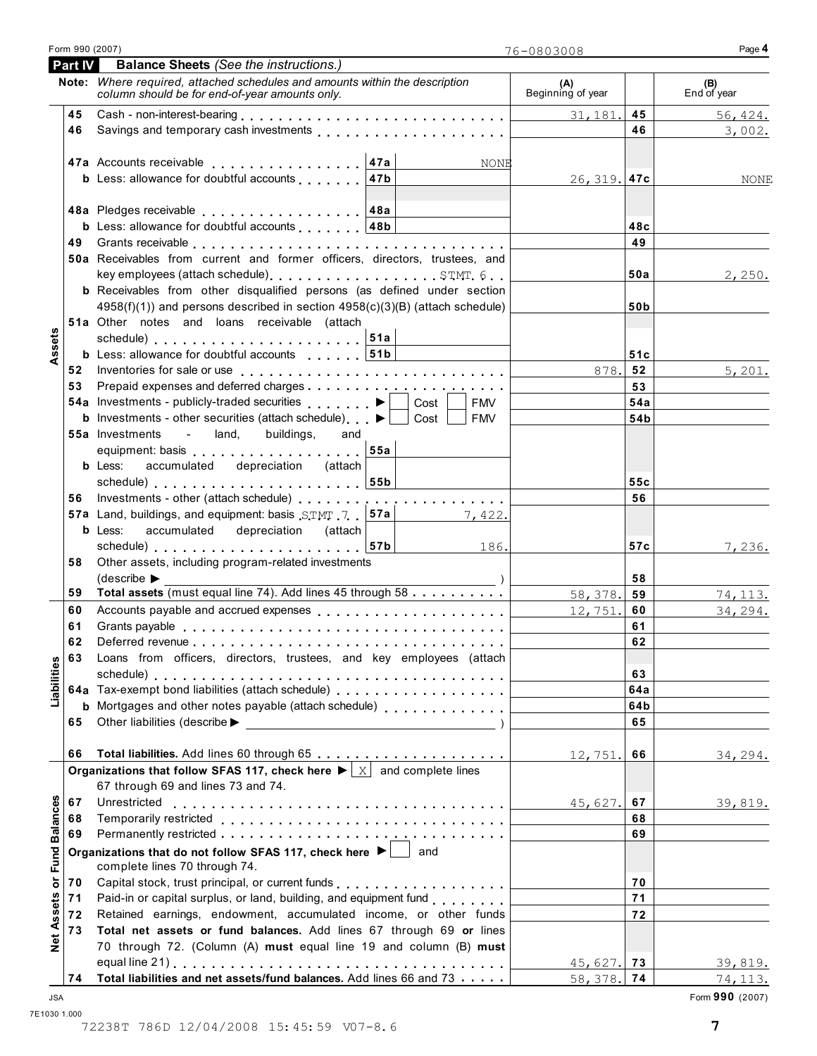Form 990 (2007) 76-0803008 Page 4

## Part IV Balance Sheets *(See the instructions.)*

**Note:** *Where required, attached schedules and amounts within the description column should be for end-of-year amounts only.*

| | | | | (A) Beginning of year | | (B) End of year |
|---|---|---|---|---|---|---|
| **Assets** | 45 | Cash - non-interest-bearing | | 31,181. | 45 | 56,424. |
| | 46 | Savings and temporary cash investments | | | 46 | 3,002. |
| | 47a | Accounts receivable | 47a NONE | | | |
| | b | Less: allowance for doubtful accounts | 47b | 26,319. | 47c | NONE |
| | 48a | Pledges receivable | 48a | | | |
| | b | Less: allowance for doubtful accounts | 48b | | 48c | |
| | 49 | Grants receivable | | | 49 | |
| | 50a | Receivables from current and former officers, directors, trustees, and key employees (attach schedule) STMT 6 | | | 50a | 2,250. |
| | b | Receivables from other disqualified persons (as defined under section 4958(f)(1)) and persons described in section 4958(c)(3)(B) (attach schedule) | | | 50b | |
| | 51a | Other notes and loans receivable (attach schedule) | 51a | | | |
| | b | Less: allowance for doubtful accounts | 51b | | 51c | |
| | 52 | Inventories for sale or use | | 878. | 52 | 5,201. |
| | 53 | Prepaid expenses and deferred charges | | | 53 | |
| | 54a | Investments - publicly-traded securities ▶ ☐ Cost ☐ FMV | | | 54a | |
| | b | Investments - other securities (attach schedule) ▶ ☐ Cost ☐ FMV | | | 54b | |
| | 55a | Investments - land, buildings, and equipment: basis | 55a | | | |
| | b | Less: accumulated depreciation (attach schedule) | 55b | | 55c | |
| | 56 | Investments - other (attach schedule) | | | 56 | |
| | 57a | Land, buildings, and equipment: basis STMT 7 | 57a 7,422. | | | |
| | b | Less: accumulated depreciation (attach schedule) | 57b 186. | | 57c | 7,236. |
| | 58 | Other assets, including program-related investments (describe ▶ ) | | | 58 | |
| | 59 | **Total assets** (must equal line 74). Add lines 45 through 58 | | 58,378. | 59 | 74,113. |
| **Liabilities** | 60 | Accounts payable and accrued expenses | | 12,751. | 60 | 34,294. |
| | 61 | Grants payable | | | 61 | |
| | 62 | Deferred revenue | | | 62 | |
| | 63 | Loans from officers, directors, trustees, and key employees (attach schedule) | | | 63 | |
| | 64a | Tax-exempt bond liabilities (attach schedule) | | | 64a | |
| | b | Mortgages and other notes payable (attach schedule) | | | 64b | |
| | 65 | Other liabilities (describe ▶ ) | | | 65 | |
| | 66 | **Total liabilities.** Add lines 60 through 65 | | 12,751. | 66 | 34,294. |
| **Net Assets or Fund Balances** | | **Organizations that follow SFAS 117, check here** ▶ ☒ and complete lines 67 through 69 and lines 73 and 74. | | | | |
| | 67 | Unrestricted | | 45,627. | 67 | 39,819. |
| | 68 | Temporarily restricted | | | 68 | |
| | 69 | Permanently restricted | | | 69 | |
| | | **Organizations that do not follow SFAS 117, check here** ▶ ☐ and complete lines 70 through 74. | | | | |
| | 70 | Capital stock, trust principal, or current funds | | | 70 | |
| | 71 | Paid-in or capital surplus, or land, building, and equipment fund | | | 71 | |
| | 72 | Retained earnings, endowment, accumulated income, or other funds | | | 72 | |
| | 73 | **Total net assets or fund balances.** Add lines 67 through 69 **or** lines 70 through 72. (Column (A) **must** equal line 19 and column (B) **must** equal line 21) | | 45,627. | 73 | 39,819. |
| | 74 | **Total liabilities and net assets/fund balances.** Add lines 66 and 73 | | 58,378. | 74 | 74,113. |

JSA 7E1030 1.000

Form **990** (2007)

72238T 786D 12/04/2008 15:45:59 V07-8.6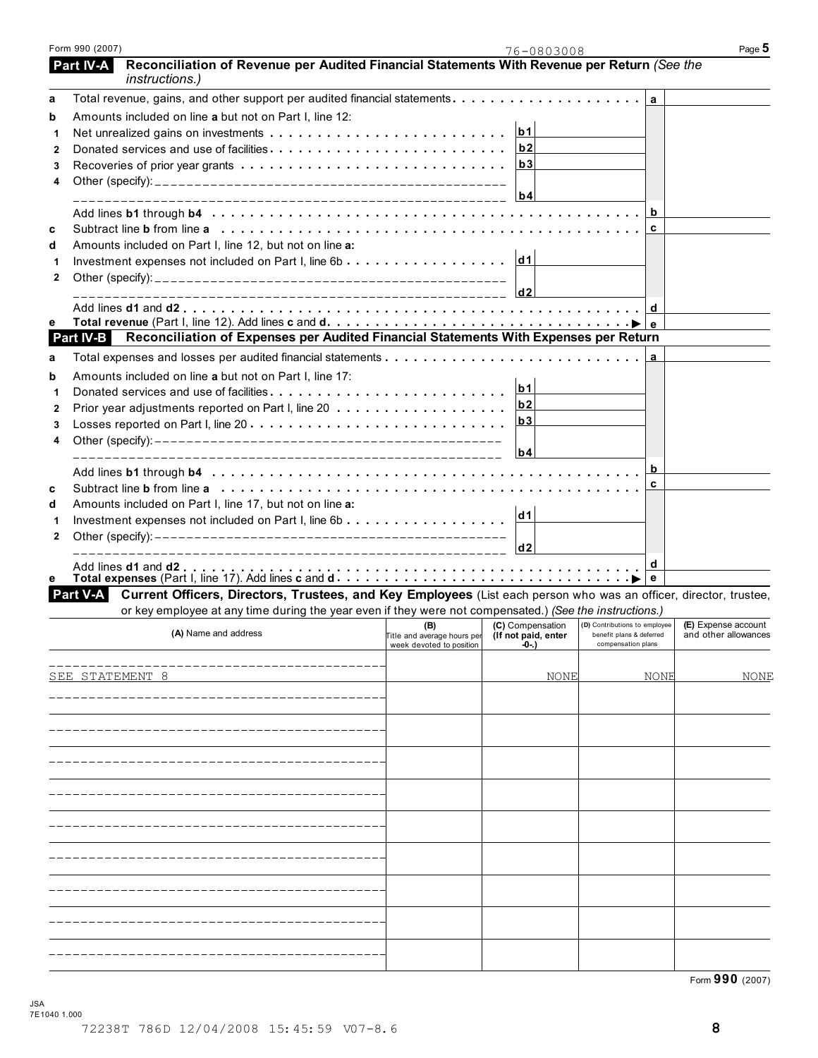Form 990 (2007) 76-0803008

## Part IV-A Reconciliation of Revenue per Audited Financial Statements With Revenue per Return *(See the instructions.)*

| | | | | | |
|---|---|---|---|---|---|
| **a** | Total revenue, gains, and other support per audited financial statements | | | a | |
| **b** | Amounts included on line **a** but not on Part I, line 12: | | | | |
| 1 | Net unrealized gains on investments | b1 | | | |
| 2 | Donated services and use of facilities | b2 | | | |
| 3 | Recoveries of prior year grants | b3 | | | |
| 4 | Other (specify): | b4 | | | |
| | Add lines **b1** through **b4** | | | b | |
| **c** | Subtract line **b** from line **a** | | | c | |
| **d** | Amounts included on Part I, line 12, but not on line **a:** | | | | |
| 1 | Investment expenses not included on Part I, line 6b | d1 | | | |
| 2 | Other (specify): | d2 | | | |
| | Add lines **d1** and **d2** | | | d | |
| **e** | **Total revenue** (Part I, line 12). Add lines **c** and **d** | | | e | |

## Part IV-B Reconciliation of Expenses per Audited Financial Statements With Expenses per Return

| | | | | | |
|---|---|---|---|---|---|
| **a** | Total expenses and losses per audited financial statements | | | a | |
| **b** | Amounts included on line **a** but not on Part I, line 17: | | | | |
| 1 | Donated services and use of facilities | b1 | | | |
| 2 | Prior year adjustments reported on Part I, line 20 | b2 | | | |
| 3 | Losses reported on Part I, line 20 | b3 | | | |
| 4 | Other (specify): | b4 | | | |
| | Add lines **b1** through **b4** | | | b | |
| **c** | Subtract line **b** from line **a** | | | c | |
| **d** | Amounts included on Part I, line 17, but not on line **a:** | | | | |
| 1 | Investment expenses not included on Part I, line 6b | d1 | | | |
| 2 | Other (specify): | d2 | | | |
| | Add lines **d1** and **d2** | | | d | |
| **e** | **Total expenses** (Part I, line 17). Add lines **c** and **d** | | | e | |

## Part V-A Current Officers, Directors, Trustees, and Key Employees 
(List each person who was an officer, director, trustee, or key employee at any time during the year even if they were not compensated.) *(See the instructions.)*

| (A) Name and address | (B) Title and average hours per week devoted to position | (C) Compensation (If not paid, enter -0-.) | (D) Contributions to employee benefit plans & deferred compensation plans | (E) Expense account and other allowances |
|---|---|---|---|---|
| SEE STATEMENT 8 | | NONE | NONE | NONE |
| | | | | |
| | | | | |
| | | | | |
| | | | | |
| | | | | |
| | | | | |
| | | | | |
| | | | | |
| | | | | |

Form **990** (2007)

JSA
7E1040 1.000

72238T 786D 12/04/2008 15:45:59 V07-8.6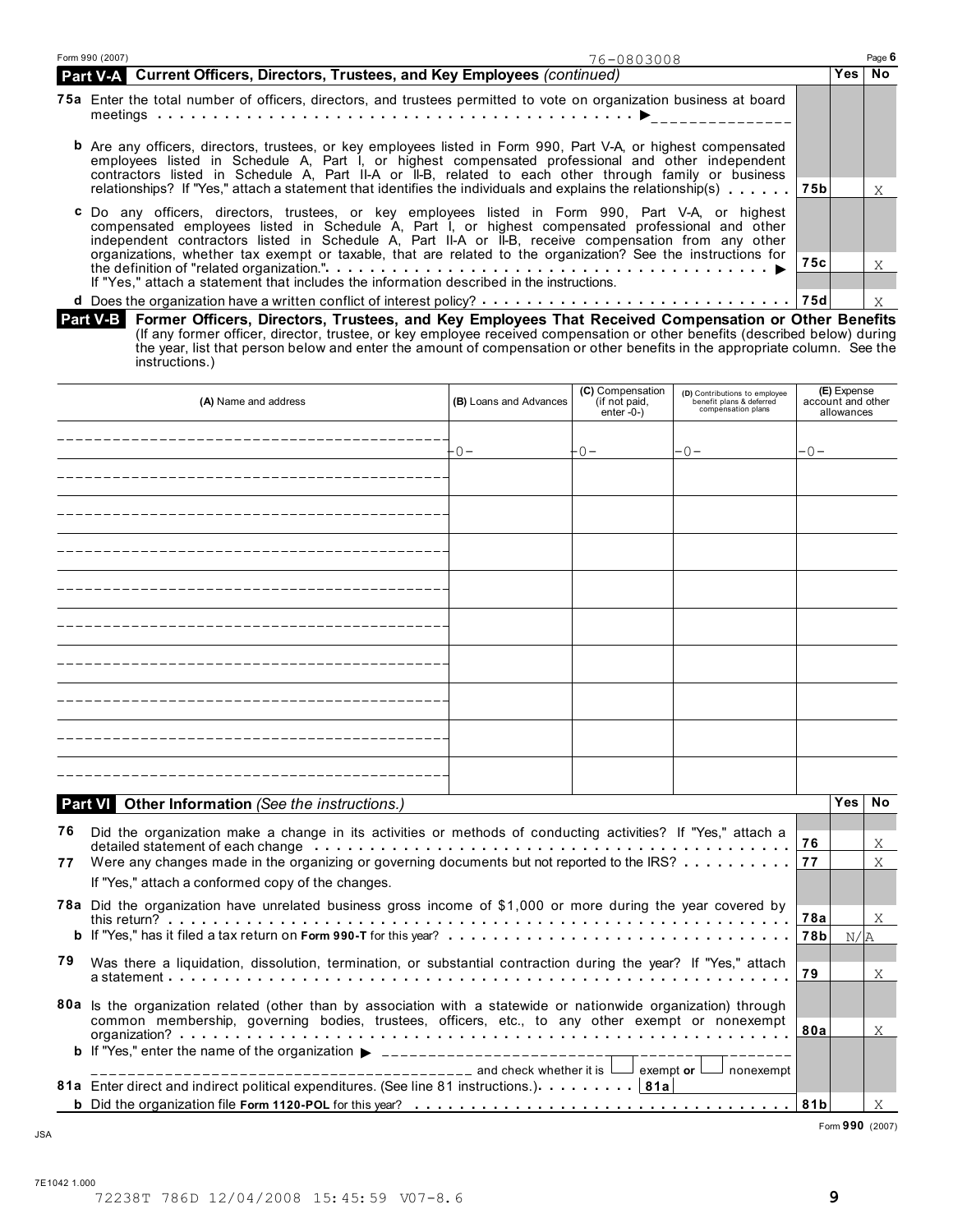Form 990 (2007) 76-0803008 Page 6

## Part V-A Current Officers, Directors, Trustees, and Key Employees *(continued)*

| | | | Yes | No |
|---|---|---|---|---|
| **75a** | Enter the total number of officers, directors, and trustees permitted to vote on organization business at board meetings ▶ ______________ | | | |
| **b** | Are any officers, directors, trustees, or key employees listed in Form 990, Part V-A, or highest compensated employees listed in Schedule A, Part I, or highest compensated professional and other independent contractors listed in Schedule A, Part II-A or II-B, related to each other through family or business relationships? If "Yes," attach a statement that identifies the individuals and explains the relationship(s) | **75b** | | X |
| **c** | Do any officers, directors, trustees, or key employees listed in Form 990, Part V-A, or highest compensated employees listed in Schedule A, Part I, or highest compensated professional and other independent contractors listed in Schedule A, Part II-A or II-B, receive compensation from any other organizations, whether tax exempt or taxable, that are related to the organization? See the instructions for the definition of "related organization." ▶ If "Yes," attach a statement that includes the information described in the instructions. | **75c** | | X |
| **d** | Does the organization have a written conflict of interest policy? | **75d** | | X |

## Part V-B Former Officers, Directors, Trustees, and Key Employees That Received Compensation or Other Benefits

(If any former officer, director, trustee, or key employee received compensation or other benefits (described below) during the year, list that person below and enter the amount of compensation or other benefits in the appropriate column. See the instructions.)

| (A) Name and address | (B) Loans and Advances | (C) Compensation (if not paid, enter -0-) | (D) Contributions to employee benefit plans & deferred compensation plans | (E) Expense account and other allowances |
|---|---|---|---|---|
| | -0- | -0- | -0- | -0- |
| | | | | |
| | | | | |
| | | | | |
| | | | | |
| | | | | |
| | | | | |
| | | | | |
| | | | | |
| | | | | |

## Part VI Other Information *(See the instructions.)*

| | | | Yes | No |
|---|---|---|---|---|
| **76** | Did the organization make a change in its activities or methods of conducting activities? If "Yes," attach a detailed statement of each change | **76** | | X |
| **77** | Were any changes made in the organizing or governing documents but not reported to the IRS? If "Yes," attach a conformed copy of the changes. | **77** | | X |
| **78a** | Did the organization have unrelated business gross income of $1,000 or more during the year covered by this return? | **78a** | | X |
| **b** | If "Yes," has it filed a tax return on **Form 990-T** for this year? | **78b** | N/A | |
| **79** | Was there a liquidation, dissolution, termination, or substantial contraction during the year? If "Yes," attach a statement | **79** | | X |
| **80a** | Is the organization related (other than by association with a statewide or nationwide organization) through common membership, governing bodies, trustees, officers, etc., to any other exempt or nonexempt organization? | **80a** | | X |
| **b** | If "Yes," enter the name of the organization ▶ ______________ and check whether it is ☐ exempt **or** ☐ nonexempt | | | |
| **81a** | Enter direct and indirect political expenditures. (See line 81 instructions.) **81a** | | | |
| **b** | Did the organization file **Form 1120-POL** for this year? | **81b** | | X |

Form **990** (2007)

JSA

7E1042 1.000

72238T 786D 12/04/2008 15:45:59 V07-8.6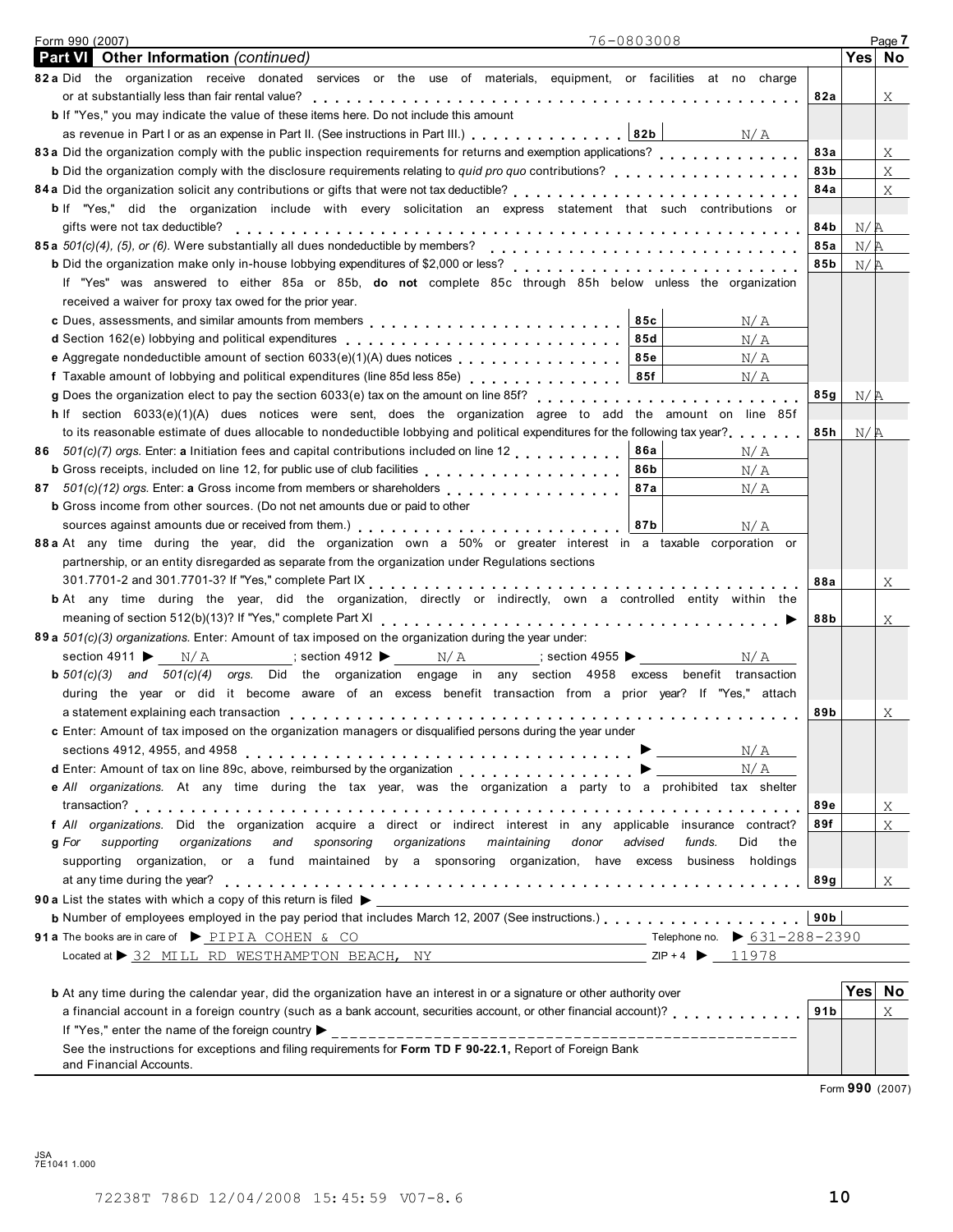Form 990 (2007) 76-0803008 Page **7**

## Part VI Other Information *(continued)*

| | | | Yes | No |
|---|---|---|---|---|
| **82a** | Did the organization receive donated services or the use of materials, equipment, or facilities at no charge or at substantially less than fair rental value? | 82a | | X |
| **b** | If "Yes," you may indicate the value of these items here. Do not include this amount as revenue in Part I or as an expense in Part II. (See instructions in Part III.) **82b** N/A | | | |
| **83a** | Did the organization comply with the public inspection requirements for returns and exemption applications? | 83a | | X |
| **b** | Did the organization comply with the disclosure requirements relating to *quid pro quo* contributions? | 83b | | X |
| **84a** | Did the organization solicit any contributions or gifts that were not tax deductible? | 84a | | X |
| **b** | If "Yes," did the organization include with every solicitation an express statement that such contributions or gifts were not tax deductible? | 84b | N/A | |
| **85a** | *501(c)(4), (5), or (6).* Were substantially all dues nondeductible by members? | 85a | N/A | |
| **b** | Did the organization make only in-house lobbying expenditures of $2,000 or less? | 85b | N/A | |
| | If "Yes" was answered to either 85a or 85b, **do not** complete 85c through 85h below unless the organization received a waiver for proxy tax owed for the prior year. | | | |
| **c** | Dues, assessments, and similar amounts from members **85c** N/A | | | |
| **d** | Section 162(e) lobbying and political expenditures **85d** N/A | | | |
| **e** | Aggregate nondeductible amount of section 6033(e)(1)(A) dues notices **85e** N/A | | | |
| **f** | Taxable amount of lobbying and political expenditures (line 85d less 85e) **85f** N/A | | | |
| **g** | Does the organization elect to pay the section 6033(e) tax on the amount on line 85f? | 85g | N/A | |
| **h** | If section 6033(e)(1)(A) dues notices were sent, does the organization agree to add the amount on line 85f to its reasonable estimate of dues allocable to nondeductible lobbying and political expenditures for the following tax year? | 85h | N/A | |
| **86** | *501(c)(7) orgs.* Enter: **a** Initiation fees and capital contributions included on line 12 **86a** N/A | | | |
| **b** | Gross receipts, included on line 12, for public use of club facilities **86b** N/A | | | |
| **87** | *501(c)(12) orgs.* Enter: **a** Gross income from members or shareholders **87a** N/A | | | |
| **b** | Gross income from other sources. (Do not net amounts due or paid to other sources against amounts due or received from them.) **87b** N/A | | | |
| **88a** | At any time during the year, did the organization own a 50% or greater interest in a taxable corporation or partnership, or an entity disregarded as separate from the organization under Regulations sections 301.7701-2 and 301.7701-3? If "Yes," complete Part IX | 88a | | X |
| **b** | At any time during the year, did the organization, directly or indirectly, own a controlled entity within the meaning of section 512(b)(13)? If "Yes," complete Part XI | 88b | | X |
| **89a** | *501(c)(3) organizations.* Enter: Amount of tax imposed on the organization during the year under: section 4911 ▶ N/A ; section 4912 ▶ N/A ; section 4955 ▶ N/A | | | |
| **b** | *501(c)(3) and 501(c)(4) orgs.* Did the organization engage in any section 4958 excess benefit transaction during the year or did it become aware of an excess benefit transaction from a prior year? If "Yes," attach a statement explaining each transaction | 89b | | X |
| **c** | Enter: Amount of tax imposed on the organization managers or disqualified persons during the year under sections 4912, 4955, and 4958 ▶ N/A | | | |
| **d** | Enter: Amount of tax on line 89c, above, reimbursed by the organization ▶ N/A | | | |
| **e** | *All organizations.* At any time during the tax year, was the organization a party to a prohibited tax shelter transaction? | 89e | | X |
| **f** | *All organizations.* Did the organization acquire a direct or indirect interest in any applicable insurance contract? | 89f | | X |
| **g** | *For supporting organizations and sponsoring organizations maintaining donor advised funds.* Did the supporting organization, or a fund maintained by a sponsoring organization, have excess business holdings at any time during the year? | 89g | | X |
| **90a** | List the states with which a copy of this return is filed ▶ | | | |
| **b** | Number of employees employed in the pay period that includes March 12, 2007 (See instructions.) | 90b | | |

**91a** The books are in care of ▶ PIPIA COHEN & CO Telephone no. ▶ 631-288-2390

Located at ▶ 32 MILL RD WESTHAMPTON BEACH, NY ZIP + 4 ▶ 11978

| | | | Yes | No |
|---|---|---|---|---|
| **b** | At any time during the calendar year, did the organization have an interest in or a signature or other authority over a financial account in a foreign country (such as a bank account, securities account, or other financial account)? | 91b | | X |
| | If "Yes," enter the name of the foreign country ▶ | | | |
| | See the instructions for exceptions and filing requirements for **Form TD F 90-22.1,** Report of Foreign Bank and Financial Accounts. | | | |

Form **990** (2007)

JSA
7E1041 1.000

72238T 786D 12/04/2008 15:45:59 V07-8.6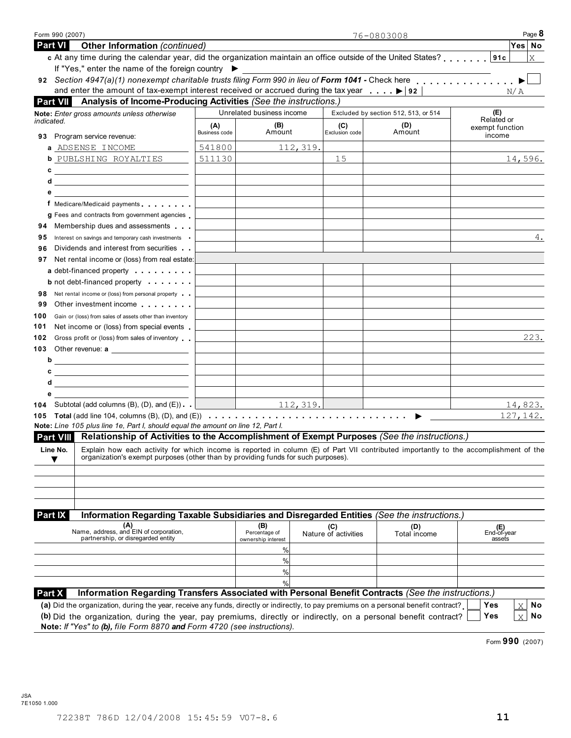Form 990 (2007) 76-0803008 Page **8**

**Part VI Other Information** *(continued)*

| | | Yes | No |
|---|---|---|---|
| **c** At any time during the calendar year, did the organization maintain an office outside of the United States? | 91c | | X |
| If "Yes," enter the name of the foreign country ▶ | | | |

**92** *Section 4947(a)(1) nonexempt charitable trusts filing Form 990 in lieu of* ***Form 1041*** *-* Check here ▶ ☐
and enter the amount of tax-exempt interest received or accrued during the tax year ▶ | 92 | N/A

**Part VII Analysis of Income-Producing Activities** *(See the instructions.)*

| **Note:** *Enter gross amounts unless otherwise indicated.* | Unrelated business income | | Excluded by section 512, 513, or 514 | | (E) Related or exempt function income |
|---|---|---|---|---|---|
| | (A) Business code | (B) Amount | (C) Exclusion code | (D) Amount | |
| **93** Program service revenue: | | | | | |
| a ADSENSE INCOME | 541800 | 112,319. | | | |
| b PUBLSHING ROYALTIES | 511130 | | 15 | | 14,596. |
| c | | | | | |
| d | | | | | |
| e | | | | | |
| f Medicare/Medicaid payments | | | | | |
| g Fees and contracts from government agencies | | | | | |
| **94** Membership dues and assessments | | | | | |
| **95** Interest on savings and temporary cash investments | | | | | 4. |
| **96** Dividends and interest from securities | | | | | |
| **97** Net rental income or (loss) from real estate: | | | | | |
| a debt-financed property | | | | | |
| b not debt-financed property | | | | | |
| **98** Net rental income or (loss) from personal property | | | | | |
| **99** Other investment income | | | | | |
| **100** Gain or (loss) from sales of assets other than inventory | | | | | |
| **101** Net income or (loss) from special events | | | | | |
| **102** Gross profit or (loss) from sales of inventory | | | | | 223. |
| **103** Other revenue: a | | | | | |
| b | | | | | |
| c | | | | | |
| d | | | | | |
| e | | | | | |
| **104** Subtotal (add columns (B), (D), and (E)) | | 112,319. | | | 14,823. |

**105 Total** (add line 104, columns (B), (D), and (E)) ▶ 127,142.

**Note:** *Line 105 plus line 1e, Part I, should equal the amount on line 12, Part I.*

**Part VIII Relationship of Activities to the Accomplishment of Exempt Purposes** *(See the instructions.)*

| Line No. ▼ | Explain how each activity for which income is reported in column (E) of Part VII contributed importantly to the accomplishment of the organization's exempt purposes (other than by providing funds for such purposes). |
|---|---|
| | |

**Part IX Information Regarding Taxable Subsidiaries and Disregarded Entities** *(See the instructions.)*

| (A) Name, address, and EIN of corporation, partnership, or disregarded entity | (B) Percentage of ownership interest | (C) Nature of activities | (D) Total income | (E) End-of-year assets |
|---|---|---|---|---|
| | % | | | |
| | % | | | |
| | % | | | |
| | % | | | |

**Part X Information Regarding Transfers Associated with Personal Benefit Contracts** *(See the instructions.)*

**(a)** Did the organization, during the year, receive any funds, directly or indirectly, to pay premiums on a personal benefit contract? ☐ Yes ☒ No

**(b)** Did the organization, during the year, pay premiums, directly or indirectly, on a personal benefit contract? ☐ Yes ☒ No

**Note:** *If "Yes" to* ***(b)****, file Form 8870* ***and*** *Form 4720 (see instructions).*

Form **990** (2007)

JSA
7E1050 1.000

72238T 786D 12/04/2008 15:45:59 V07-8.6 11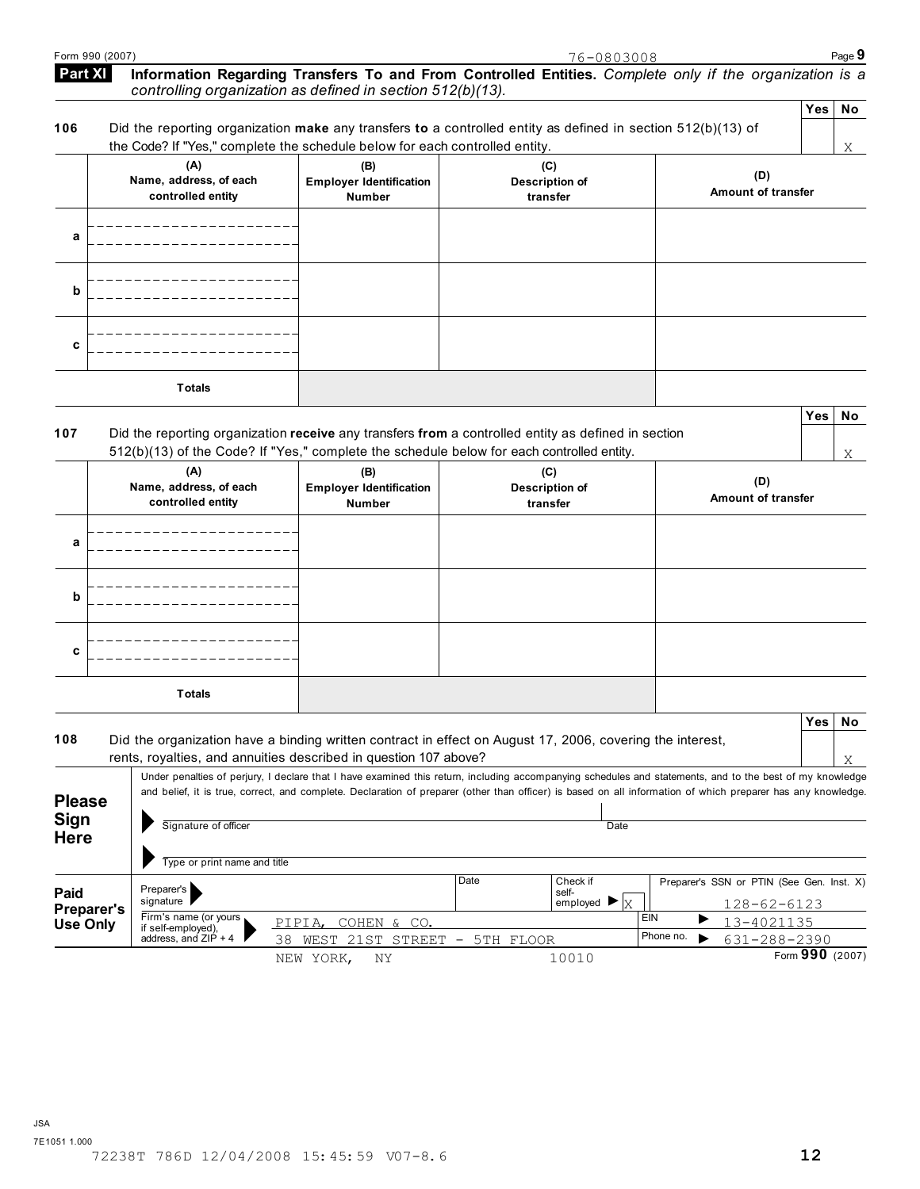Form 990 (2007) 76-0803008

## Part XI Information Regarding Transfers To and From Controlled Entities. *Complete only if the organization is a controlling organization as defined in section 512(b)(13).*

| | | Yes | No |
|---|---|---|---|
| 106 | Did the reporting organization **make** any transfers **to** a controlled entity as defined in section 512(b)(13) of the Code? If "Yes," complete the schedule below for each controlled entity. | | X |

| | (A) Name, address, of each controlled entity | (B) Employer Identification Number | (C) Description of transfer | (D) Amount of transfer |
|---|---|---|---|---|
| a | | | | |
| b | | | | |
| c | | | | |
| | Totals | | | |

| | | Yes | No |
|---|---|---|---|
| 107 | Did the reporting organization **receive** any transfers **from** a controlled entity as defined in section 512(b)(13) of the Code? If "Yes," complete the schedule below for each controlled entity. | | X |

| | (A) Name, address, of each controlled entity | (B) Employer Identification Number | (C) Description of transfer | (D) Amount of transfer |
|---|---|---|---|---|
| a | | | | |
| b | | | | |
| c | | | | |
| | Totals | | | |

| | | Yes | No |
|---|---|---|---|
| 108 | Did the organization have a binding written contract in effect on August 17, 2006, covering the interest, rents, royalties, and annuities described in question 107 above? | | X |

**Please Sign Here**

Under penalties of perjury, I declare that I have examined this return, including accompanying schedules and statements, and to the best of my knowledge and belief, it is true, correct, and complete. Declaration of preparer (other than officer) is based on all information of which preparer has any knowledge.

Signature of officer — Date

Type or print name and title

**Paid Preparer's Use Only**

| Preparer's signature | Date | Check if self-employed ▶ X | Preparer's SSN or PTIN (See Gen. Inst. X) 128-62-6123 |
|---|---|---|---|
| Firm's name (or yours if self-employed), address, and ZIP + 4: PIPIA, COHEN & CO. 38 WEST 21ST STREET - 5TH FLOOR NEW YORK, NY 10010 | | | EIN ▶ 13-4021135<br>Phone no. ▶ 631-288-2390 |

Form **990** (2007)

JSA
7E1051 1.000
72238T 786D 12/04/2008 15:45:59 V07-8.6 12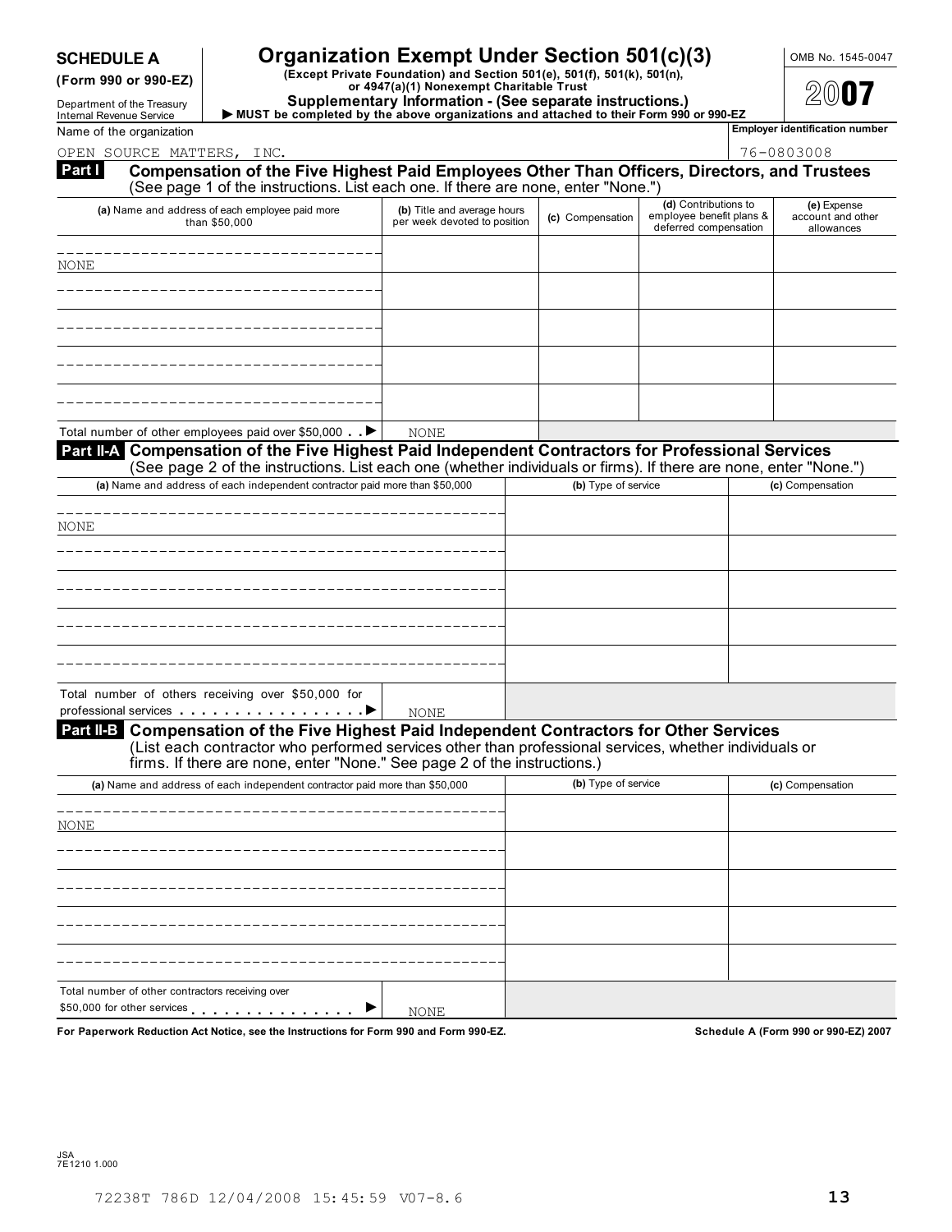**SCHEDULE A**
**(Form 990 or 990-EZ)**

Department of the Treasury
Internal Revenue Service

# Organization Exempt Under Section 501(c)(3)

**(Except Private Foundation) and Section 501(e), 501(f), 501(k), 501(n), or 4947(a)(1) Nonexempt Charitable Trust**

**Supplementary Information - (See separate instructions.)**

▶ **MUST be completed by the above organizations and attached to their Form 990 or 990-EZ**

OMB No. 1545-0047

**2007**

Name of the organization: OPEN SOURCE MATTERS, INC.

**Employer identification number:** 76-0803008

## Part I Compensation of the Five Highest Paid Employees Other Than Officers, Directors, and Trustees

(See page 1 of the instructions. List each one. If there are none, enter "None.")

| (a) Name and address of each employee paid more than $50,000 | (b) Title and average hours per week devoted to position | (c) Compensation | (d) Contributions to employee benefit plans & deferred compensation | (e) Expense account and other allowances |
|---|---|---|---|---|
| NONE | | | | |
| | | | | |
| | | | | |
| | | | | |
| | | | | |

Total number of other employees paid over $50,000 . . ▶ NONE

## Part II-A Compensation of the Five Highest Paid Independent Contractors for Professional Services

(See page 2 of the instructions. List each one (whether individuals or firms). If there are none, enter "None.")

| (a) Name and address of each independent contractor paid more than $50,000 | (b) Type of service | (c) Compensation |
|---|---|---|
| NONE | | |
| | | |
| | | |
| | | |
| | | |

Total number of others receiving over $50,000 for professional services . . . . . . . . . . . . . . . . . ▶ NONE

## Part II-B Compensation of the Five Highest Paid Independent Contractors for Other Services

(List each contractor who performed services other than professional services, whether individuals or firms. If there are none, enter "None." See page 2 of the instructions.)

| (a) Name and address of each independent contractor paid more than $50,000 | (b) Type of service | (c) Compensation |
|---|---|---|
| NONE | | |
| | | |
| | | |
| | | |
| | | |

Total number of other contractors receiving over $50,000 for other services . . . . . . . . . . . . . . . ▶ NONE

**For Paperwork Reduction Act Notice, see the Instructions for Form 990 and Form 990-EZ.** **Schedule A (Form 990 or 990-EZ) 2007**

JSA
7E1210 1.000

72238T 786D 12/04/2008 15:45:59 V07-8.6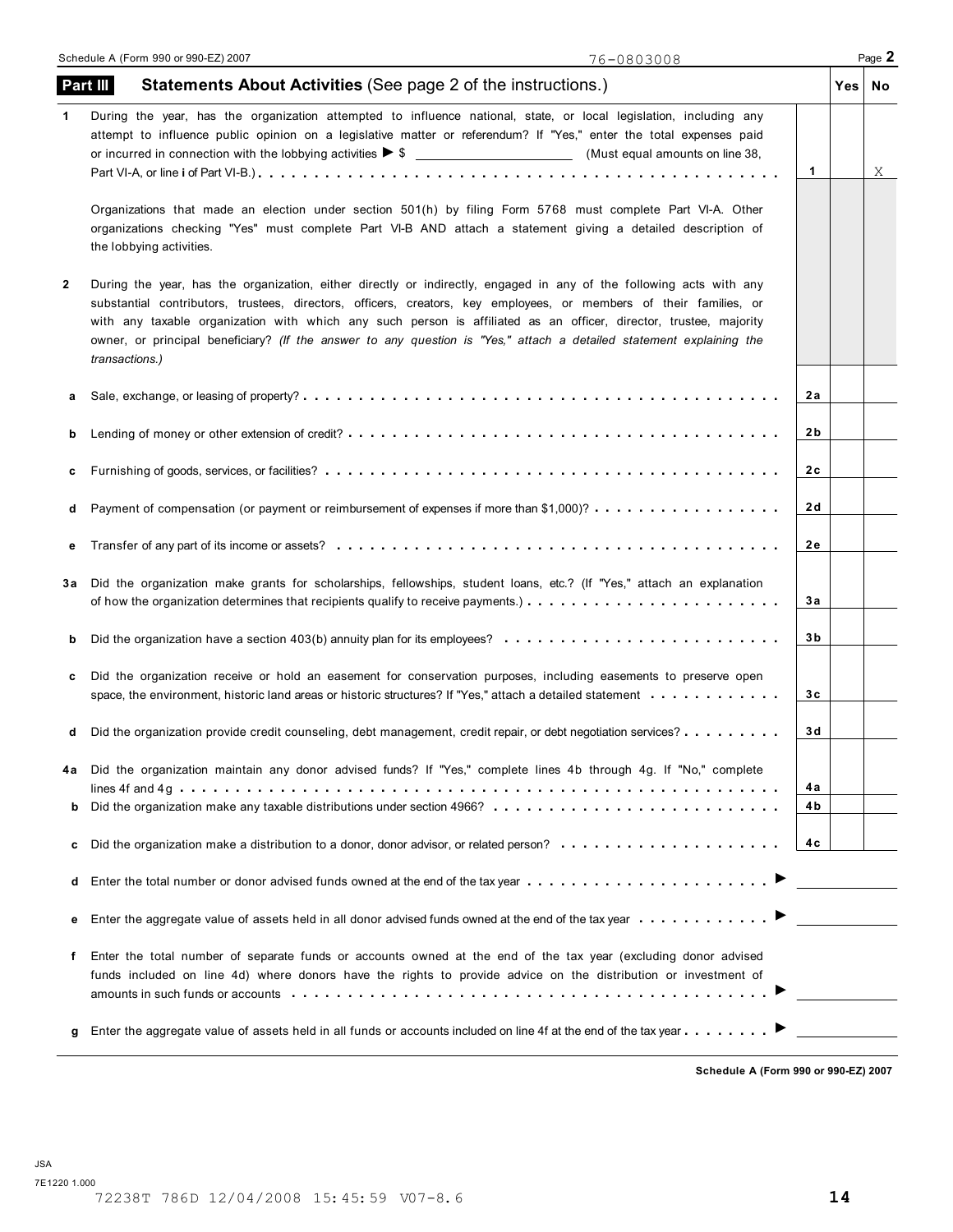Schedule A (Form 990 or 990-EZ) 2007 76-0803008

## Part III Statements About Activities (See page 2 of the instructions.)

| | | | Yes | No |
|---|---|---|---|---|
| **1** | During the year, has the organization attempted to influence national, state, or local legislation, including any attempt to influence public opinion on a legislative matter or referendum? If "Yes," enter the total expenses paid or incurred in connection with the lobbying activities ▶ $ ____________ (Must equal amounts on line 38, Part VI-A, or line **i** of Part VI-B.) | **1** | | X |
| | Organizations that made an election under section 501(h) by filing Form 5768 must complete Part VI-A. Other organizations checking "Yes" must complete Part VI-B AND attach a statement giving a detailed description of the lobbying activities. | | | |
| **2** | During the year, has the organization, either directly or indirectly, engaged in any of the following acts with any substantial contributors, trustees, directors, officers, creators, key employees, or members of their families, or with any taxable organization with which any such person is affiliated as an officer, director, trustee, majority owner, or principal beneficiary? *(If the answer to any question is "Yes," attach a detailed statement explaining the transactions.)* | | | |
| **a** | Sale, exchange, or leasing of property? | **2a** | | |
| **b** | Lending of money or other extension of credit? | **2b** | | |
| **c** | Furnishing of goods, services, or facilities? | **2c** | | |
| **d** | Payment of compensation (or payment or reimbursement of expenses if more than $1,000)? | **2d** | | |
| **e** | Transfer of any part of its income or assets? | **2e** | | |
| **3a** | Did the organization make grants for scholarships, fellowships, student loans, etc.? (If "Yes," attach an explanation of how the organization determines that recipients qualify to receive payments.) | **3a** | | |
| **b** | Did the organization have a section 403(b) annuity plan for its employees? | **3b** | | |
| **c** | Did the organization receive or hold an easement for conservation purposes, including easements to preserve open space, the environment, historic land areas or historic structures? If "Yes," attach a detailed statement | **3c** | | |
| **d** | Did the organization provide credit counseling, debt management, credit repair, or debt negotiation services? | **3d** | | |
| **4a** | Did the organization maintain any donor advised funds? If "Yes," complete lines 4b through 4g. If "No," complete lines 4f and 4g | **4a** | | |
| **b** | Did the organization make any taxable distributions under section 4966? | **4b** | | |
| **c** | Did the organization make a distribution to a donor, donor advisor, or related person? | **4c** | | |

**d** Enter the total number or donor advised funds owned at the end of the tax year ▶ ____________

**e** Enter the aggregate value of assets held in all donor advised funds owned at the end of the tax year ▶ ____________

**f** Enter the total number of separate funds or accounts owned at the end of the tax year (excluding donor advised funds included on line 4d) where donors have the rights to provide advice on the distribution or investment of amounts in such funds or accounts ▶ ____________

**g** Enter the aggregate value of assets held in all funds or accounts included on line 4f at the end of the tax year ▶ ____________

**Schedule A (Form 990 or 990-EZ) 2007**

JSA
7E1220 1.000
72238T 786D 12/04/2008 15:45:59 V07-8.6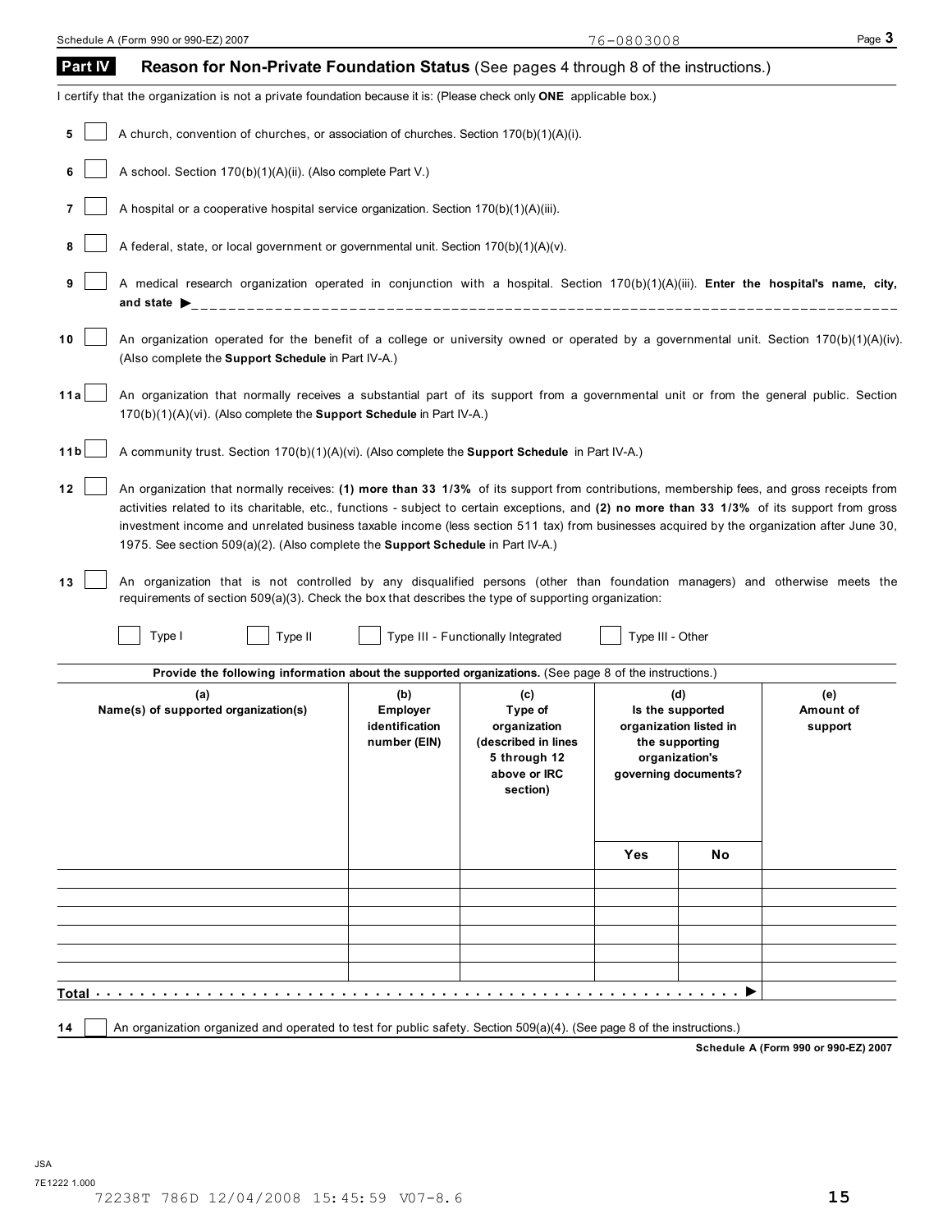76-0803008

## Part IV Reason for Non-Private Foundation Status (See pages 4 through 8 of the instructions.)

I certify that the organization is not a private foundation because it is: (Please check only **ONE** applicable box.)

**5** ☐ A church, convention of churches, or association of churches. Section 170(b)(1)(A)(i).

**6** ☐ A school. Section 170(b)(1)(A)(ii). (Also complete Part V.)

**7** ☐ A hospital or a cooperative hospital service organization. Section 170(b)(1)(A)(iii).

**8** ☐ A federal, state, or local government or governmental unit. Section 170(b)(1)(A)(v).

**9** ☐ A medical research organization operated in conjunction with a hospital. Section 170(b)(1)(A)(iii). **Enter the hospital's name, city, and state** ▶ ______________________________

**10** ☐ An organization operated for the benefit of a college or university owned or operated by a governmental unit. Section 170(b)(1)(A)(iv). (Also complete the **Support Schedule** in Part IV-A.)

**11a** ☐ An organization that normally receives a substantial part of its support from a governmental unit or from the general public. Section 170(b)(1)(A)(vi). (Also complete the **Support Schedule** in Part IV-A.)

**11b** ☐ A community trust. Section 170(b)(1)(A)(vi). (Also complete the **Support Schedule** in Part IV-A.)

**12** ☐ An organization that normally receives: **(1) more than 33 1/3%** of its support from contributions, membership fees, and gross receipts from activities related to its charitable, etc., functions - subject to certain exceptions, and **(2) no more than 33 1/3%** of its support from gross investment income and unrelated business taxable income (less section 511 tax) from businesses acquired by the organization after June 30, 1975. See section 509(a)(2). (Also complete the **Support Schedule** in Part IV-A.)

**13** ☐ An organization that is not controlled by any disqualified persons (other than foundation managers) and otherwise meets the requirements of section 509(a)(3). Check the box that describes the type of supporting organization:

☐ Type I ☐ Type II ☐ Type III - Functionally Integrated ☐ Type III - Other

**Provide the following information about the supported organizations.** (See page 8 of the instructions.)

| (a) Name(s) of supported organization(s) | (b) Employer identification number (EIN) | (c) Type of organization (described in lines 5 through 12 above or IRC section) | (d) Is the supported organization listed in the supporting organization's governing documents? | | (e) Amount of support |
|---|---|---|---|---|---|
| | | | Yes | No | |
| | | | | | |
| | | | | | |
| | | | | | |
| | | | | | |
| | | | | | |
| | | | | | |
| **Total** ▶ | | | | | |

**14** ☐ An organization organized and operated to test for public safety. Section 509(a)(4). (See page 8 of the instructions.)

**Schedule A (Form 990 or 990-EZ) 2007**

JSA
7E1222 1.000
72238T 786D 12/04/2008 15:45:59 V07-8.6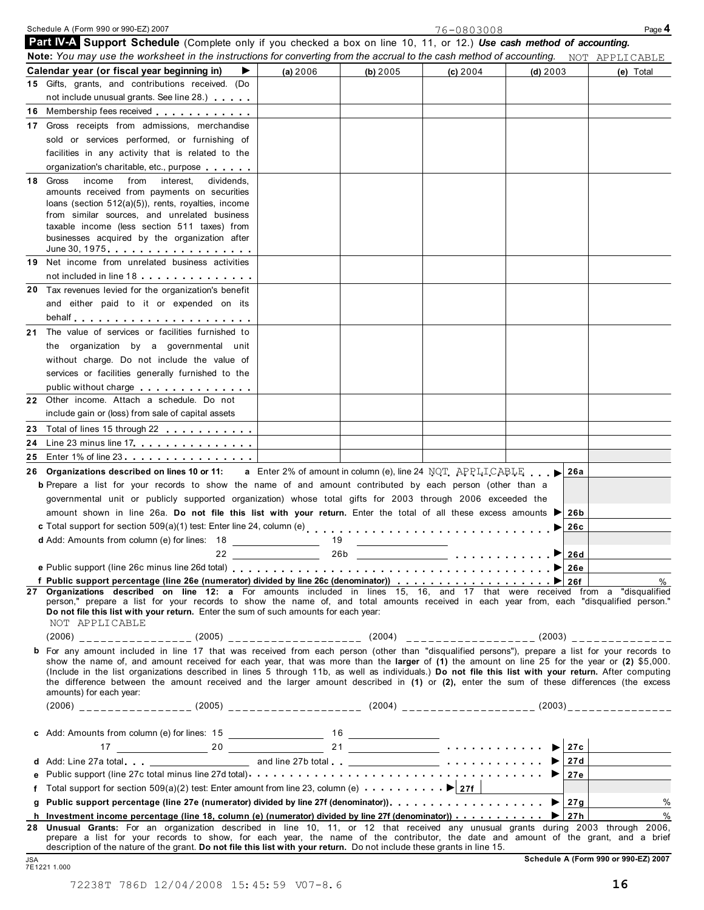Schedule A (Form 990 or 990-EZ) 2007 76-0803008

## Part IV-A Support Schedule (Complete only if you checked a box on line 10, 11, or 12.) *Use cash method of accounting.*

**Note:** *You may use the worksheet in the instructions for converting from the accrual to the cash method of accounting.* NOT APPLICABLE

| Calendar year (or fiscal year beginning in) ▶ | (a) 2006 | (b) 2005 | (c) 2004 | (d) 2003 | (e) Total |
|---|---|---|---|---|---|
| 15 Gifts, grants, and contributions received. (Do not include unusual grants. See line 28.) | | | | | |
| 16 Membership fees received | | | | | |
| 17 Gross receipts from admissions, merchandise sold or services performed, or furnishing of facilities in any activity that is related to the organization's charitable, etc., purpose | | | | | |
| 18 Gross income from interest, dividends, amounts received from payments on securities loans (section 512(a)(5)), rents, royalties, income from similar sources, and unrelated business taxable income (less section 511 taxes) from businesses acquired by the organization after June 30, 1975 | | | | | |
| 19 Net income from unrelated business activities not included in line 18 | | | | | |
| 20 Tax revenues levied for the organization's benefit and either paid to it or expended on its behalf | | | | | |
| 21 The value of services or facilities furnished to the organization by a governmental unit without charge. Do not include the value of services or facilities generally furnished to the public without charge | | | | | |
| 22 Other income. Attach a schedule. Do not include gain or (loss) from sale of capital assets | | | | | |
| 23 Total of lines 15 through 22 | | | | | |
| 24 Line 23 minus line 17 | | | | | |
| 25 Enter 1% of line 23 | | | | | |

**26 Organizations described on lines 10 or 11:** **a** Enter 2% of amount in column (e), line 24 NOT APPLICABLE ▶ **26a**

**b** Prepare a list for your records to show the name of and amount contributed by each person (other than a governmental unit or publicly supported organization) whose total gifts for 2003 through 2006 exceeded the amount shown in line 26a. **Do not file this list with your return.** Enter the total of all these excess amounts ▶ **26b**

**c** Total support for section 509(a)(1) test: Enter line 24, column (e) ▶ **26c**

**d** Add: Amounts from column (e) for lines: 18 \_\_\_\_ 19 \_\_\_\_ 22 \_\_\_\_ 26b \_\_\_\_ ▶ **26d**

**e** Public support (line 26c minus line 26d total) ▶ **26e**

**f Public support percentage (line 26e (numerator) divided by line 26c (denominator))** ▶ **26f** %

**27 Organizations described on line 12: a** For amounts included in lines 15, 16, and 17 that were received from a "disqualified person," prepare a list for your records to show the name of, and total amounts received in each year from, each "disqualified person." **Do not file this list with your return.** Enter the sum of such amounts for each year:

NOT APPLICABLE

(2006) \_\_\_\_ (2005) \_\_\_\_ (2004) \_\_\_\_ (2003) \_\_\_\_

**b** For any amount included in line 17 that was received from each person (other than "disqualified persons"), prepare a list for your records to show the name of, and amount received for each year, that was more than the **larger** of **(1)** the amount on line 25 for the year or **(2)** $5,000. (Include in the list organizations described in lines 5 through 11b, as well as individuals.) **Do not file this list with your return.** After computing the difference between the amount received and the larger amount described in **(1)** or **(2)**, enter the sum of these differences (the excess amounts) for each year:

(2006) \_\_\_\_ (2005) \_\_\_\_ (2004) \_\_\_\_ (2003) \_\_\_\_

**c** Add: Amounts from column (e) for lines: 15 \_\_\_\_ 16 \_\_\_\_ 17 \_\_\_\_ 20 \_\_\_\_ 21 \_\_\_\_ ▶ **27c**

**d** Add: Line 27a total \_\_\_\_ and line 27b total \_\_\_\_ ▶ **27d**

**e** Public support (line 27c total minus line 27d total) ▶ **27e**

**f** Total support for section 509(a)(2) test: Enter amount from line 23, column (e) ▶ **27f**

**g Public support percentage (line 27e (numerator) divided by line 27f (denominator))** ▶ **27g** %

**h Investment income percentage (line 18, column (e) (numerator) divided by line 27f (denominator))** ▶ **27h** %

**28 Unusual Grants:** For an organization described in line 10, 11, or 12 that received any unusual grants during 2003 through 2006, prepare a list for your records to show, for each year, the name of the contributor, the date and amount of the grant, and a brief description of the nature of the grant. **Do not file this list with your return.** Do not include these grants in line 15.

JSA 7E1221 1.000 **Schedule A (Form 990 or 990-EZ) 2007**

72238T 786D 12/04/2008 15:45:59 V07-8.6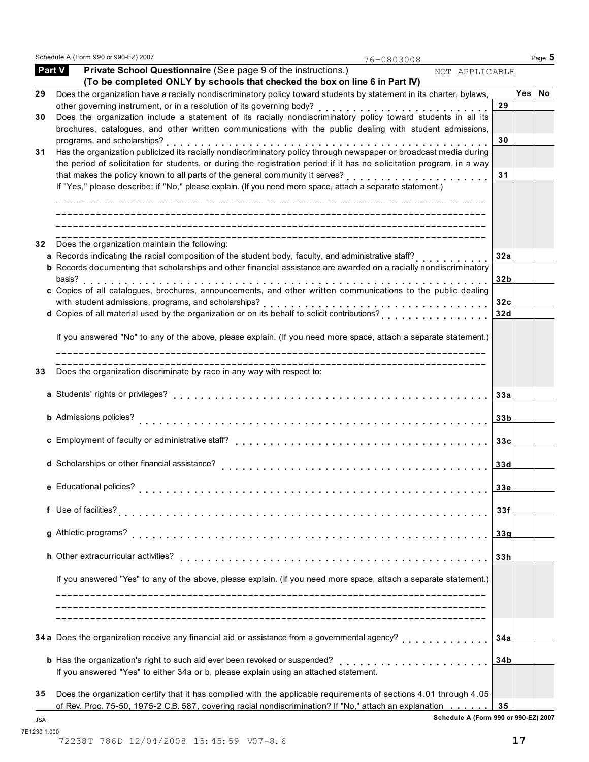Schedule A (Form 990 or 990-EZ) 2007 — 76-0803008

## Part V — Private School Questionnaire (See page 9 of the instructions.) NOT APPLICABLE

**(To be completed ONLY by schools that checked the box on line 6 in Part IV)**

| | | | Yes | No |
|---|---|---|---|---|
| 29 | Does the organization have a racially nondiscriminatory policy toward students by statement in its charter, bylaws, other governing instrument, or in a resolution of its governing body? | 29 | | |
| 30 | Does the organization include a statement of its racially nondiscriminatory policy toward students in all its brochures, catalogues, and other written communications with the public dealing with student admissions, programs, and scholarships? | 30 | | |
| 31 | Has the organization publicized its racially nondiscriminatory policy through newspaper or broadcast media during the period of solicitation for students, or during the registration period if it has no solicitation program, in a way that makes the policy known to all parts of the general community it serves? | 31 | | |

If "Yes," please describe; if "No," please explain. (If you need more space, attach a separate statement.)

| | | | Yes | No |
|---|---|---|---|---|
| 32 | Does the organization maintain the following: | | | |
| a | Records indicating the racial composition of the student body, faculty, and administrative staff? | 32a | | |
| b | Records documenting that scholarships and other financial assistance are awarded on a racially nondiscriminatory basis? | 32b | | |
| c | Copies of all catalogues, brochures, announcements, and other written communications to the public dealing with student admissions, programs, and scholarships? | 32c | | |
| d | Copies of all material used by the organization or on its behalf to solicit contributions? | 32d | | |

If you answered "No" to any of the above, please explain. (If you need more space, attach a separate statement.)

| | | | Yes | No |
|---|---|---|---|---|
| 33 | Does the organization discriminate by race in any way with respect to: | | | |
| a | Students' rights or privileges? | 33a | | |
| b | Admissions policies? | 33b | | |
| c | Employment of faculty or administrative staff? | 33c | | |
| d | Scholarships or other financial assistance? | 33d | | |
| e | Educational policies? | 33e | | |
| f | Use of facilities? | 33f | | |
| g | Athletic programs? | 33g | | |
| h | Other extracurricular activities? | 33h | | |

If you answered "Yes" to any of the above, please explain. (If you need more space, attach a separate statement.)

| | | | Yes | No |
|---|---|---|---|---|
| 34a | Does the organization receive any financial aid or assistance from a governmental agency? | 34a | | |
| b | Has the organization's right to such aid ever been revoked or suspended? If you answered "Yes" to either 34a or b, please explain using an attached statement. | 34b | | |
| 35 | Does the organization certify that it has complied with the applicable requirements of sections 4.01 through 4.05 of Rev. Proc. 75-50, 1975-2 C.B. 587, covering racial nondiscrimination? If "No," attach an explanation | 35 | | |

Schedule A (Form 990 or 990-EZ) 2007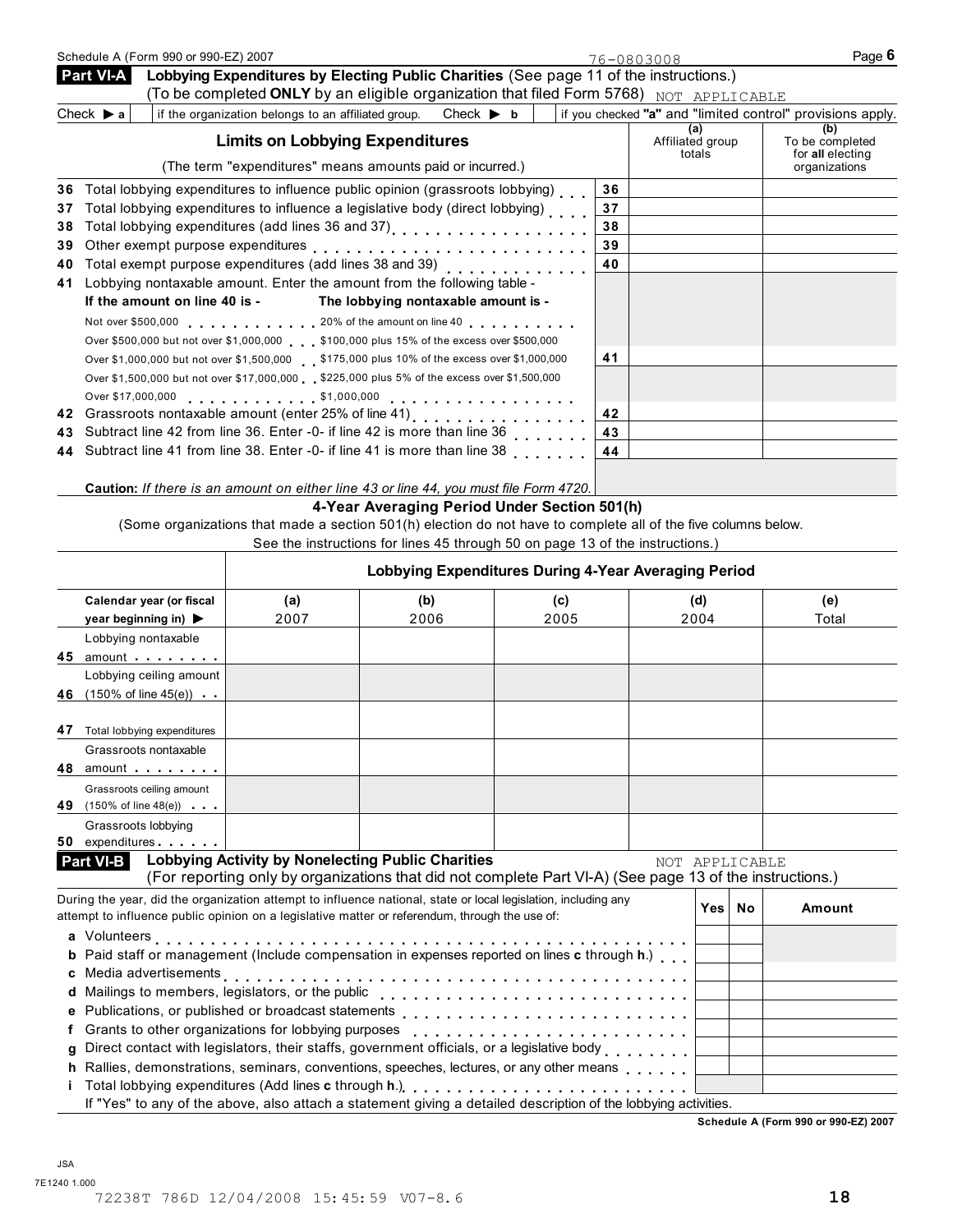Schedule A (Form 990 or 990-EZ) 2007 76-0803008 Page 6

## Part VI-A Lobbying Expenditures by Electing Public Charities (See page 11 of the instructions.)

(To be completed **ONLY** by an eligible organization that filed Form 5768) NOT APPLICABLE

Check ▶ a [ ] if the organization belongs to an affiliated group. Check ▶ b [ ] if you checked **"a"** and "limited control" provisions apply.

| **Limits on Lobbying Expenditures** (The term "expenditures" means amounts paid or incurred.) | | (a) Affiliated group totals | (b) To be completed for **all** electing organizations |
|---|---|---|---|
| **36** Total lobbying expenditures to influence public opinion (grassroots lobbying) | 36 | | |
| **37** Total lobbying expenditures to influence a legislative body (direct lobbying) | 37 | | |
| **38** Total lobbying expenditures (add lines 36 and 37) | 38 | | |
| **39** Other exempt purpose expenditures | 39 | | |
| **40** Total exempt purpose expenditures (add lines 38 and 39) | 40 | | |
| **41** Lobbying nontaxable amount. Enter the amount from the following table - | | | |
| **If the amount on line 40 is -** / **The lobbying nontaxable amount is -** | | | |
| Not over $500,000 ... 20% of the amount on line 40 | | | |
| Over $500,000 but not over $1,000,000 ... $100,000 plus 15% of the excess over $500,000 | | | |
| Over $1,000,000 but not over $1,500,000 ... $175,000 plus 10% of the excess over $1,000,000 | 41 | | |
| Over $1,500,000 but not over $17,000,000 ... $225,000 plus 5% of the excess over $1,500,000 | | | |
| Over $17,000,000 ... $1,000,000 | | | |
| **42** Grassroots nontaxable amount (enter 25% of line 41) | 42 | | |
| **43** Subtract line 42 from line 36. Enter -0- if line 42 is more than line 36 | 43 | | |
| **44** Subtract line 41 from line 38. Enter -0- if line 41 is more than line 38 | 44 | | |

**Caution:** *If there is an amount on either line 43 or line 44, you must file Form 4720.*

### 4-Year Averaging Period Under Section 501(h)

(Some organizations that made a section 501(h) election do not have to complete all of the five columns below. See the instructions for lines 45 through 50 on page 13 of the instructions.)

| | Lobbying Expenditures During 4-Year Averaging Period | | | | |
|---|---|---|---|---|---|
| **Calendar year (or fiscal year beginning in)** ▶ | (a) 2007 | (b) 2006 | (c) 2005 | (d) 2004 | (e) Total |
| **45** Lobbying nontaxable amount | | | | | |
| **46** Lobbying ceiling amount (150% of line 45(e)) | | | | | |
| **47** Total lobbying expenditures | | | | | |
| **48** Grassroots nontaxable amount | | | | | |
| **49** Grassroots ceiling amount (150% of line 48(e)) | | | | | |
| **50** Grassroots lobbying expenditures | | | | | |

## Part VI-B Lobbying Activity by Nonelecting Public Charities NOT APPLICABLE

(For reporting only by organizations that did not complete Part VI-A) (See page 13 of the instructions.)

| During the year, did the organization attempt to influence national, state or local legislation, including any attempt to influence public opinion on a legislative matter or referendum, through the use of: | Yes | No | Amount |
|---|---|---|---|
| **a** Volunteers | | | |
| **b** Paid staff or management (Include compensation in expenses reported on lines **c** through **h**.) | | | |
| **c** Media advertisements | | | |
| **d** Mailings to members, legislators, or the public | | | |
| **e** Publications, or published or broadcast statements | | | |
| **f** Grants to other organizations for lobbying purposes | | | |
| **g** Direct contact with legislators, their staffs, government officials, or a legislative body | | | |
| **h** Rallies, demonstrations, seminars, conventions, speeches, lectures, or any other means | | | |
| **i** Total lobbying expenditures (Add lines **c** through **h**.) | | | |

If "Yes" to any of the above, also attach a statement giving a detailed description of the lobbying activities.

**Schedule A (Form 990 or 990-EZ) 2007**

JSA
7E1240 1.000
72238T 786D 12/04/2008 15:45:59 V07-8.6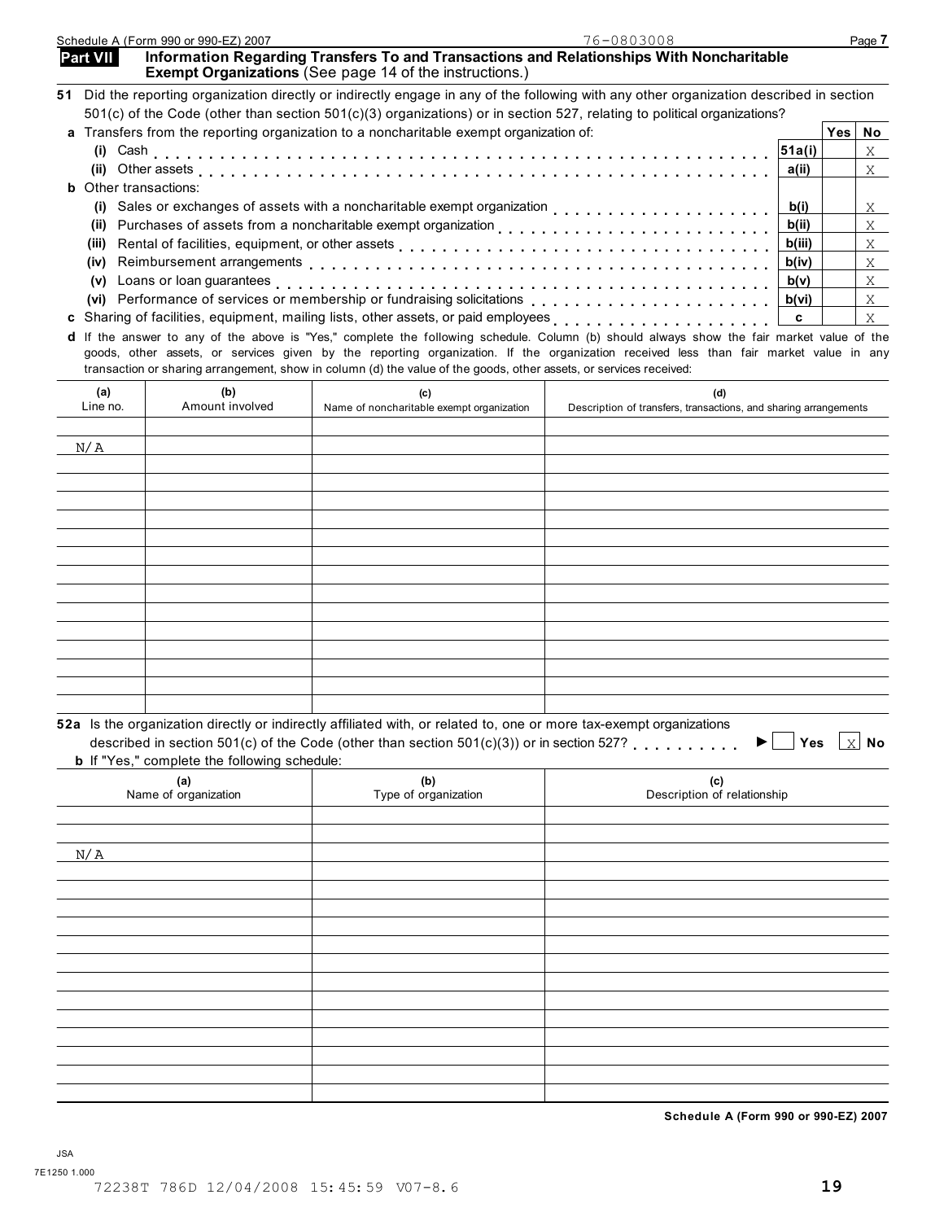## Part VII Information Regarding Transfers To and Transactions and Relationships With Noncharitable Exempt Organizations (See page 14 of the instructions.)

**51** Did the reporting organization directly or indirectly engage in any of the following with any other organization described in section 501(c) of the Code (other than section 501(c)(3) organizations) or in section 527, relating to political organizations?

| | | Yes | No |
|---|---|---|---|
| **a** Transfers from the reporting organization to a noncharitable exempt organization of: | | | |
| **(i)** Cash | **51a(i)** | | X |
| **(ii)** Other assets | **a(ii)** | | X |
| **b** Other transactions: | | | |
| **(i)** Sales or exchanges of assets with a noncharitable exempt organization | **b(i)** | | X |
| **(ii)** Purchases of assets from a noncharitable exempt organization | **b(ii)** | | X |
| **(iii)** Rental of facilities, equipment, or other assets | **b(iii)** | | X |
| **(iv)** Reimbursement arrangements | **b(iv)** | | X |
| **(v)** Loans or loan guarantees | **b(v)** | | X |
| **(vi)** Performance of services or membership or fundraising solicitations | **b(vi)** | | X |
| **c** Sharing of facilities, equipment, mailing lists, other assets, or paid employees | **c** | | X |

**d** If the answer to any of the above is "Yes," complete the following schedule. Column (b) should always show the fair market value of the goods, other assets, or services given by the reporting organization. If the organization received less than fair market value in any transaction or sharing arrangement, show in column (d) the value of the goods, other assets, or services received:

| (a) Line no. | (b) Amount involved | (c) Name of noncharitable exempt organization | (d) Description of transfers, transactions, and sharing arrangements |
|---|---|---|---|
| N/A | | | |

**52a** Is the organization directly or indirectly affiliated with, or related to, one or more tax-exempt organizations described in section 501(c) of the Code (other than section 501(c)(3)) or in section 527? ► ☐ Yes ☒ No

**b** If "Yes," complete the following schedule:

| (a) Name of organization | (b) Type of organization | (c) Description of relationship |
|---|---|---|
| N/A | | |

**Schedule A (Form 990 or 990-EZ) 2007**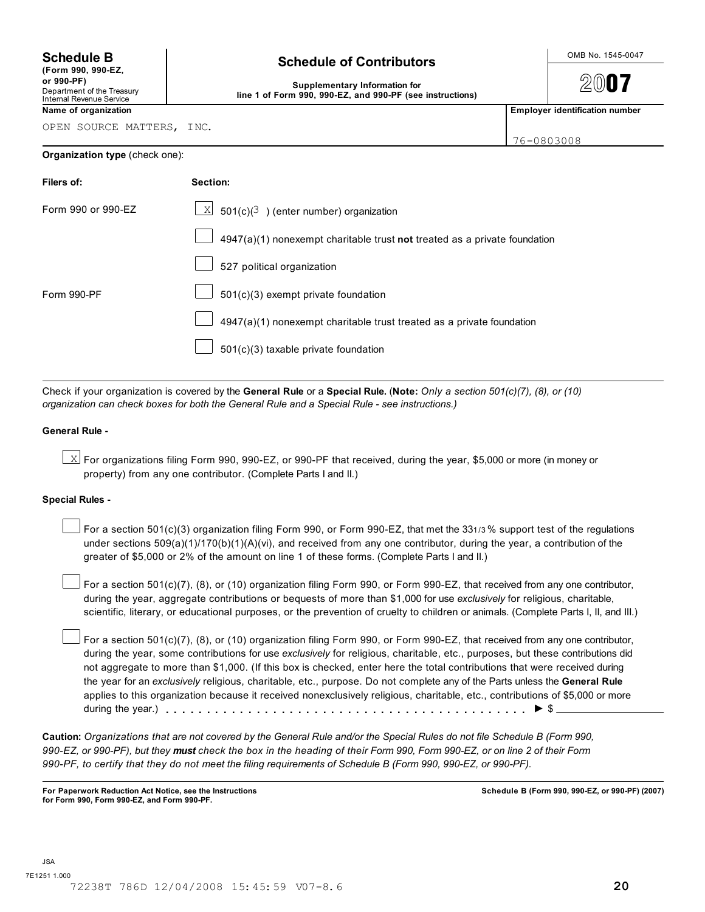# Schedule B

**(Form 990, 990-EZ, or 990-PF)**
Department of the Treasury
Internal Revenue Service

## Schedule of Contributors

**Supplementary Information for line 1 of Form 990, 990-EZ, and 990-PF (see instructions)**

OMB No. 1545-0047

**2007**

**Name of organization**

OPEN SOURCE MATTERS, INC.

**Employer identification number**

76-0803008

**Organization type** (check one):

| Filers of: | Section: |
| --- | --- |
| Form 990 or 990-EZ | [X] 501(c)(3 ) (enter number) organization |
| | [ ] 4947(a)(1) nonexempt charitable trust **not** treated as a private foundation |
| | [ ] 527 political organization |
| Form 990-PF | [ ] 501(c)(3) exempt private foundation |
| | [ ] 4947(a)(1) nonexempt charitable trust treated as a private foundation |
| | [ ] 501(c)(3) taxable private foundation |

Check if your organization is covered by the **General Rule** or a **Special Rule.** (**Note:** *Only a section 501(c)(7), (8), or (10) organization can check boxes for both the General Rule and a Special Rule - see instructions.)*

**General Rule -**

[X] For organizations filing Form 990, 990-EZ, or 990-PF that received, during the year, $5,000 or more (in money or property) from any one contributor. (Complete Parts I and II.)

**Special Rules -**

[ ] For a section 501(c)(3) organization filing Form 990, or Form 990-EZ, that met the 33 1/3 % support test of the regulations under sections 509(a)(1)/170(b)(1)(A)(vi), and received from any one contributor, during the year, a contribution of the greater of $5,000 or 2% of the amount on line 1 of these forms. (Complete Parts I and II.)

[ ] For a section 501(c)(7), (8), or (10) organization filing Form 990, or Form 990-EZ, that received from any one contributor, during the year, aggregate contributions or bequests of more than $1,000 for use *exclusively* for religious, charitable, scientific, literary, or educational purposes, or the prevention of cruelty to children or animals. (Complete Parts I, II, and III.)

[ ] For a section 501(c)(7), (8), or (10) organization filing Form 990, or Form 990-EZ, that received from any one contributor, during the year, some contributions for use *exclusively* for religious, charitable, etc., purposes, but these contributions did not aggregate to more than $1,000. (If this box is checked, enter here the total contributions that were received during the year for an *exclusively* religious, charitable, etc., purpose. Do not complete any of the Parts unless the **General Rule** applies to this organization because it received nonexclusively religious, charitable, etc., contributions of $5,000 or more during the year.) . . . . . . . . . . . . . . . . . . . . . . . . . . . . . . . . . . . . . . . . . . . ► $ ____________

**Caution:** *Organizations that are not covered by the General Rule and/or the Special Rules do not file Schedule B (Form 990, 990-EZ, or 990-PF), but they **must** check the box in the heading of their Form 990, Form 990-EZ, or on line 2 of their Form 990-PF, to certify that they do not meet the filing requirements of Schedule B (Form 990, 990-EZ, or 990-PF).*

**For Paperwork Reduction Act Notice, see the Instructions for Form 990, Form 990-EZ, and Form 990-PF.**

**Schedule B (Form 990, 990-EZ, or 990-PF) (2007)**

JSA
7E1251 1.000
72238T 786D 12/04/2008 15:45:59 V07-8.6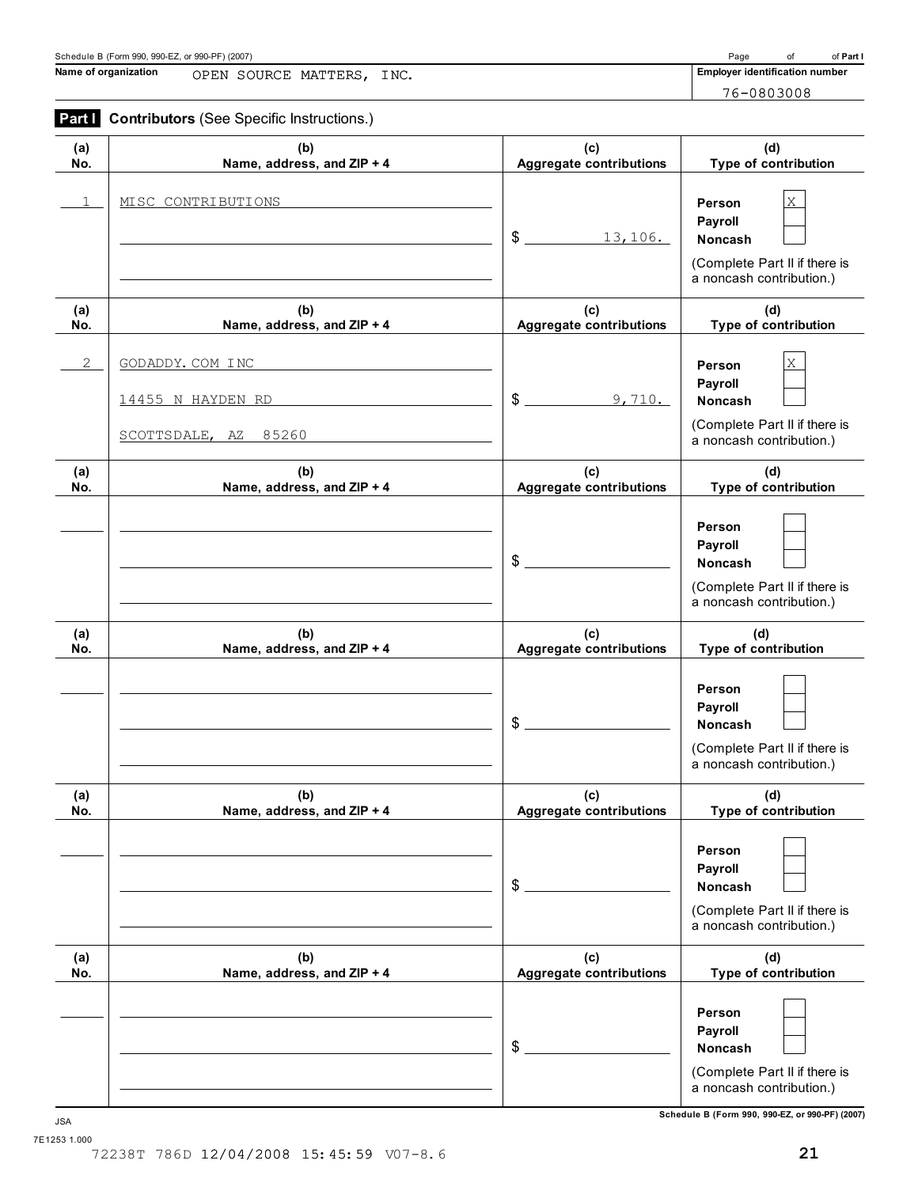Name of organization: OPEN SOURCE MATTERS, INC.

Employer identification number: 76-0803008

## Part I Contributors (See Specific Instructions.)

| (a) No. | (b) Name, address, and ZIP + 4 | (c) Aggregate contributions | (d) Type of contribution |
|---|---|---|---|
| 1 | MISC CONTRIBUTIONS | $ 13,106. | Person X; Payroll; Noncash (Complete Part II if there is a noncash contribution.) |
| 2 | GODADDY.COM INC<br>14455 N HAYDEN RD<br>SCOTTSDALE, AZ 85260 | $ 9,710. | Person X; Payroll; Noncash (Complete Part II if there is a noncash contribution.) |
| | | $ | Person; Payroll; Noncash (Complete Part II if there is a noncash contribution.) |
| | | $ | Person; Payroll; Noncash (Complete Part II if there is a noncash contribution.) |
| | | $ | Person; Payroll; Noncash (Complete Part II if there is a noncash contribution.) |
| | | $ | Person; Payroll; Noncash (Complete Part II if there is a noncash contribution.) |

JSA

7E1253 1.000

72238T 786D 12/04/2008 15:45:59 V07-8.6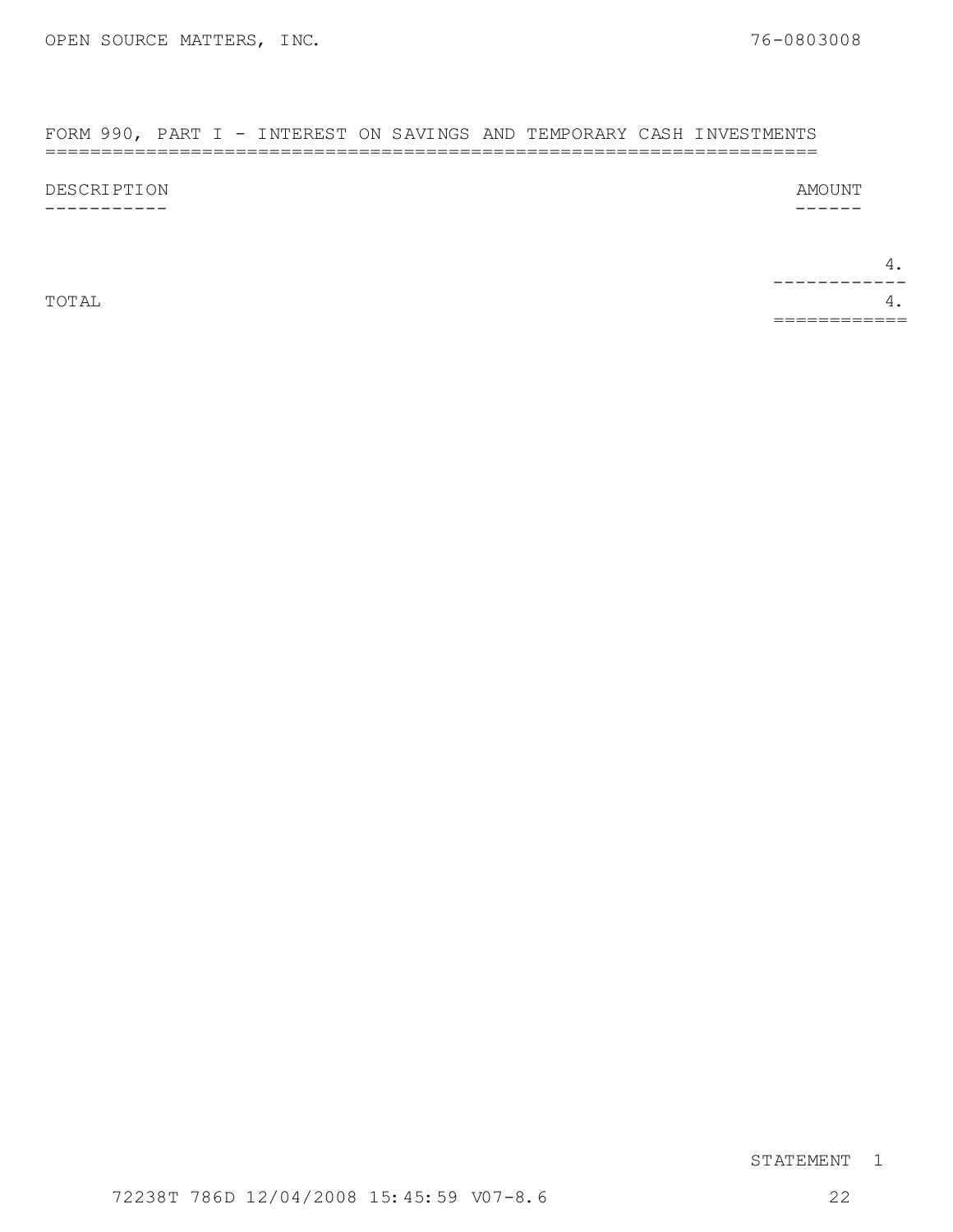OPEN SOURCE MATTERS, INC. 76-0803008

## FORM 990, PART I - INTEREST ON SAVINGS AND TEMPORARY CASH INVESTMENTS

| DESCRIPTION | AMOUNT |
|---|---|
| | 4. |
| TOTAL | 4. |

STATEMENT 1

72238T 786D 12/04/2008 15:45:59 V07-8.6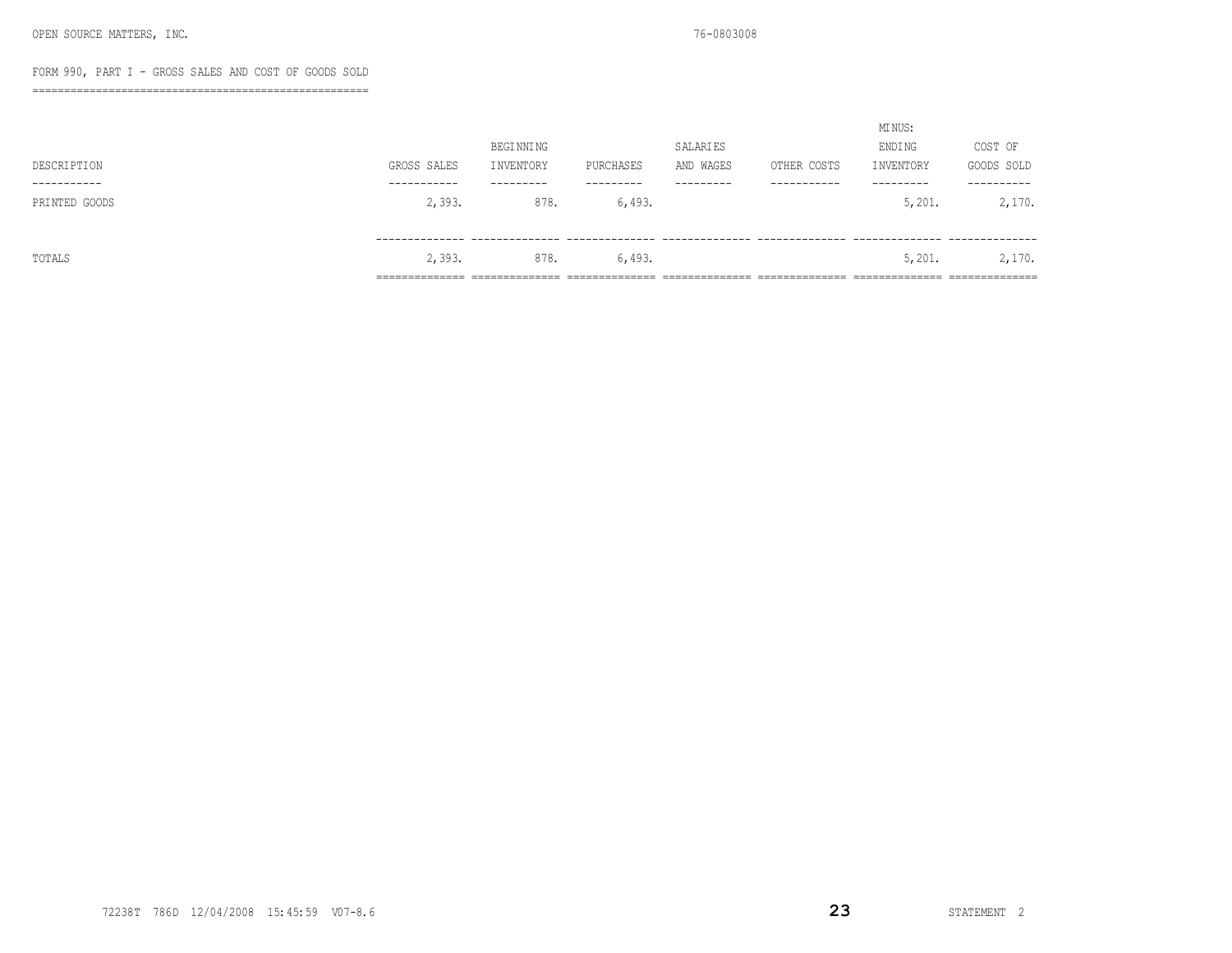OPEN SOURCE MATTERS, INC. 76-0803008

FORM 990, PART I - GROSS SALES AND COST OF GOODS SOLD

| DESCRIPTION | GROSS SALES | BEGINNING INVENTORY | PURCHASES | SALARIES AND WAGES | OTHER COSTS | MINUS: ENDING INVENTORY | COST OF GOODS SOLD |
|---|---|---|---|---|---|---|---|
| PRINTED GOODS | 2,393. | 878. | 6,493. | | | 5,201. | 2,170. |
| TOTALS | 2,393. | 878. | 6,493. | | | 5,201. | 2,170. |

STATEMENT 2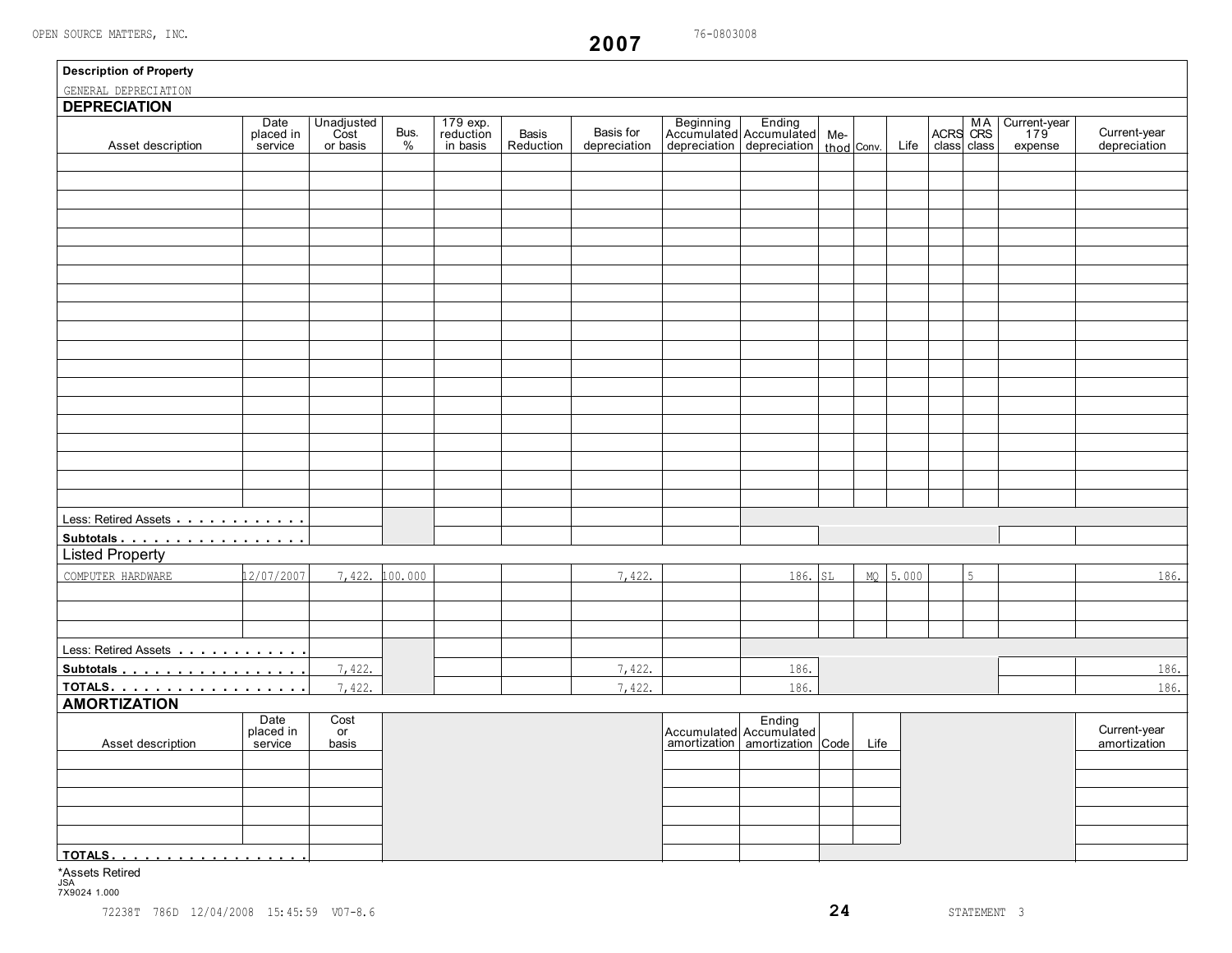OPEN SOURCE MATTERS, INC. 76-0803008

# 2007

**Description of Property**

GENERAL DEPRECIATION

## DEPRECIATION

| Asset description | Date placed in service | Unadjusted Cost or basis | Bus. % | 179 exp. reduction in basis | Basis Reduction | Basis for depreciation | Beginning Accumulated depreciation | Ending Accumulated depreciation | Method | Conv. | Life | ACRS class | MA CRS class | Current-year 179 expense | Current-year depreciation |
|---|---|---|---|---|---|---|---|---|---|---|---|---|---|---|---|
| Less: Retired Assets | | | | | | | | | | | | | | | |
| Subtotals | | | | | | | | | | | | | | | |
| **Listed Property** | | | | | | | | | | | | | | | |
| COMPUTER HARDWARE | 12/07/2007 | 7,422. | 100.000 | | | 7,422. | | 186. | SL | MQ | 5.000 | | 5 | | 186. |
| Less: Retired Assets | | | | | | | | | | | | | | | |
| Subtotals | | 7,422. | | | | 7,422. | | 186. | | | | | | | 186. |
| TOTALS | | 7,422. | | | | 7,422. | | 186. | | | | | | | 186. |

## AMORTIZATION

| Asset description | Date placed in service | Cost or basis | Accumulated amortization | Ending Accumulated amortization | Code | Life | Current-year amortization |
|---|---|---|---|---|---|---|---|
| TOTALS | | | | | | | |

*Assets Retired

JSA
7X9024 1.000

72238T 786D 12/04/2008 15:45:59 V07-8.6

STATEMENT 3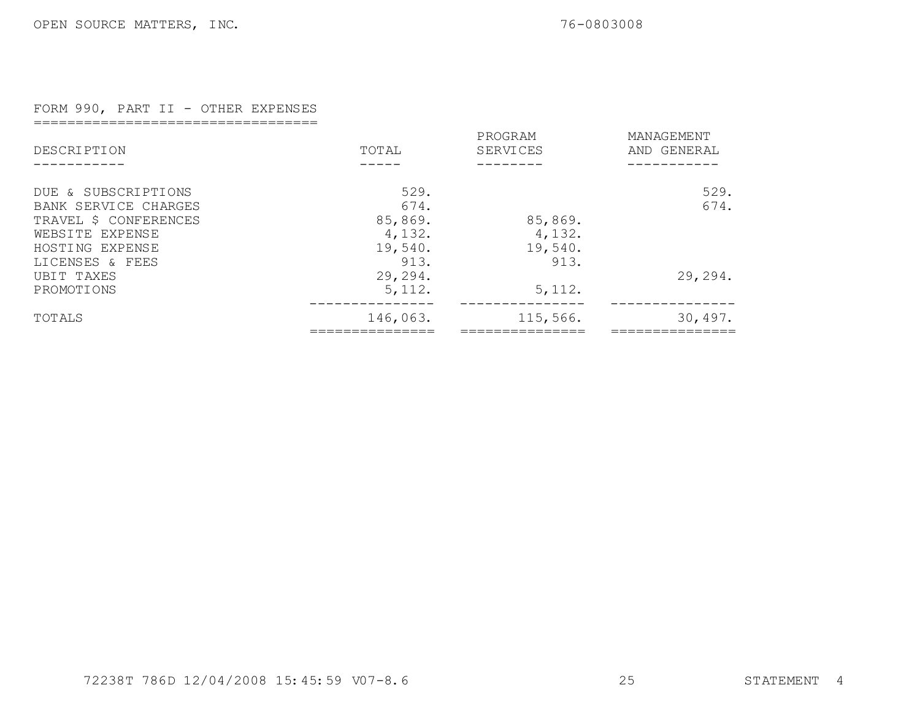OPEN SOURCE MATTERS, INC. 76-0803008

## FORM 990, PART II - OTHER EXPENSES

| DESCRIPTION | TOTAL | PROGRAM SERVICES | MANAGEMENT AND GENERAL |
|---|---|---|---|
| DUE & SUBSCRIPTIONS | 529. | | 529. |
| BANK SERVICE CHARGES | 674. | | 674. |
| TRAVEL $ CONFERENCES | 85,869. | 85,869. | |
| WEBSITE EXPENSE | 4,132. | 4,132. | |
| HOSTING EXPENSE | 19,540. | 19,540. | |
| LICENSES & FEES | 913. | 913. | |
| UBIT TAXES | 29,294. | | 29,294. |
| PROMOTIONS | 5,112. | 5,112. | |
| TOTALS | 146,063. | 115,566. | 30,497. |

72238T 786D 12/04/2008 15:45:59 V07-8.6 STATEMENT 4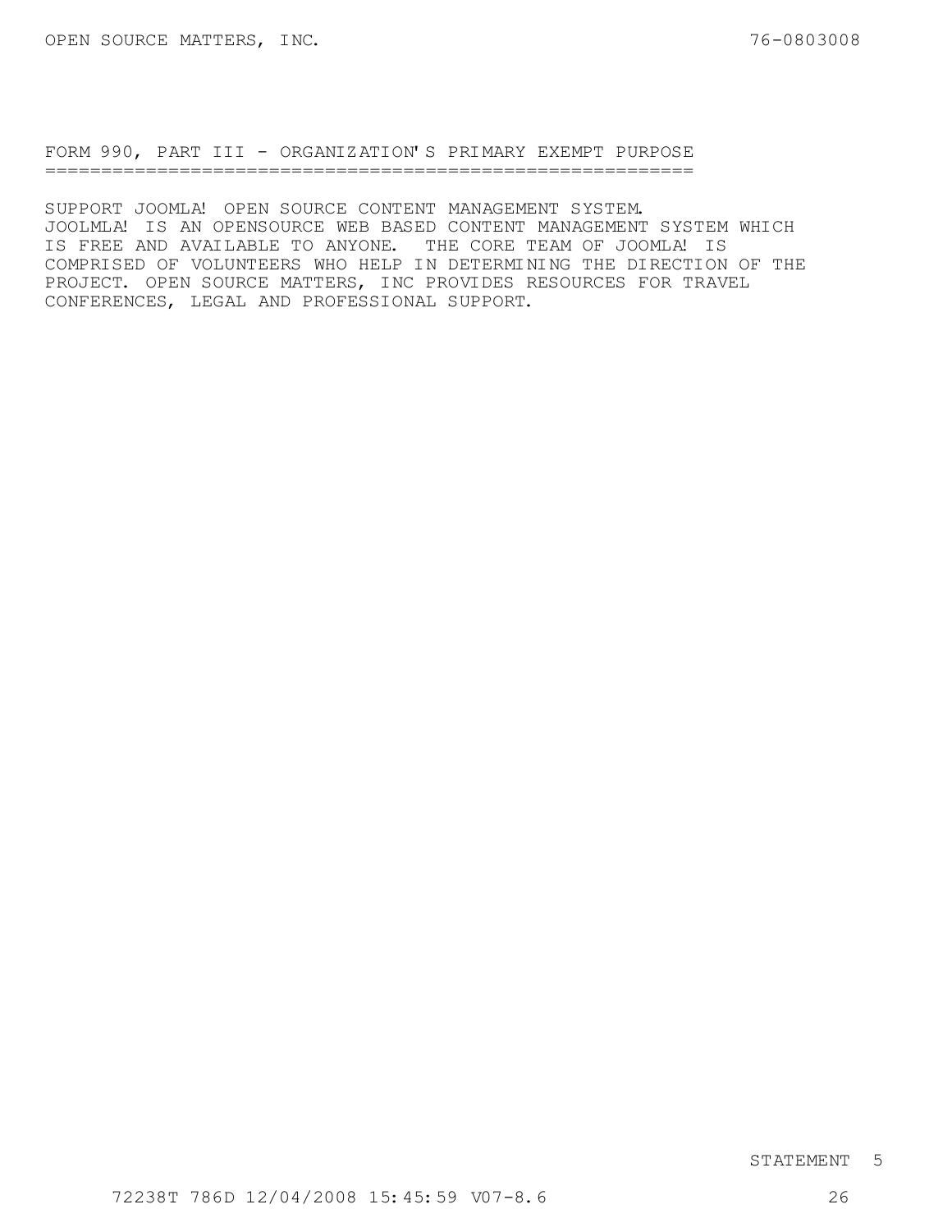## FORM 990, PART III - ORGANIZATION'S PRIMARY EXEMPT PURPOSE

SUPPORT JOOMLA! OPEN SOURCE CONTENT MANAGEMENT SYSTEM. JOOLMLA! IS AN OPENSOURCE WEB BASED CONTENT MANAGEMENT SYSTEM WHICH IS FREE AND AVAILABLE TO ANYONE. THE CORE TEAM OF JOOMLA! IS COMPRISED OF VOLUNTEERS WHO HELP IN DETERMINING THE DIRECTION OF THE PROJECT. OPEN SOURCE MATTERS, INC PROVIDES RESOURCES FOR TRAVEL CONFERENCES, LEGAL AND PROFESSIONAL SUPPORT.

STATEMENT 5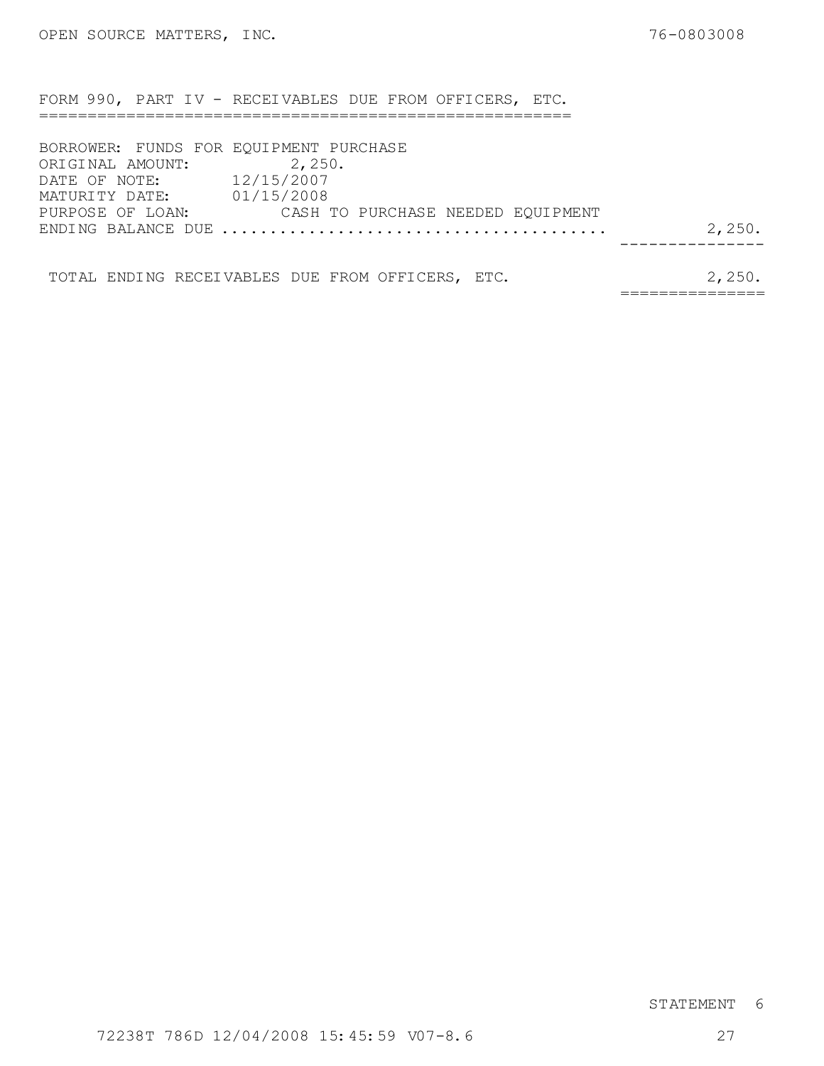OPEN SOURCE MATTERS, INC. 76-0803008

## FORM 990, PART IV - RECEIVABLES DUE FROM OFFICERS, ETC.

BORROWER: FUNDS FOR EQUIPMENT PURCHASE
ORIGINAL AMOUNT: 2,250.
DATE OF NOTE: 12/15/2007
MATURITY DATE: 01/15/2008
PURPOSE OF LOAN: CASH TO PURCHASE NEEDED EQUIPMENT

| | |
|---|---|
| ENDING BALANCE DUE | 2,250. |
| TOTAL ENDING RECEIVABLES DUE FROM OFFICERS, ETC. | 2,250. |

STATEMENT 6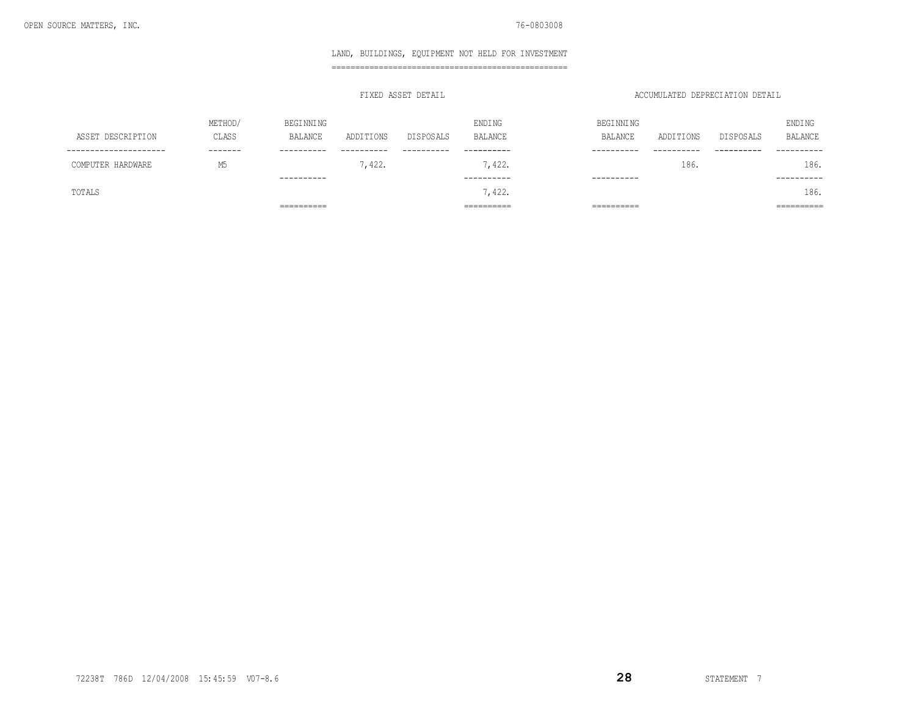OPEN SOURCE MATTERS, INC. 76-0803008

## LAND, BUILDINGS, EQUIPMENT NOT HELD FOR INVESTMENT

| | | FIXED ASSET DETAIL | | | | ACCUMULATED DEPRECIATION DETAIL | | | |
|---|---|---|---|---|---|---|---|---|---|
| ASSET DESCRIPTION | METHOD/ CLASS | BEGINNING BALANCE | ADDITIONS | DISPOSALS | ENDING BALANCE | BEGINNING BALANCE | ADDITIONS | DISPOSALS | ENDING BALANCE |
| COMPUTER HARDWARE | M5 | | 7,422. | | 7,422. | | 186. | | 186. |
| TOTALS | | | | | 7,422. | | | | 186. |

72238T 786D 12/04/2008 15:45:59 V07-8.6 STATEMENT 7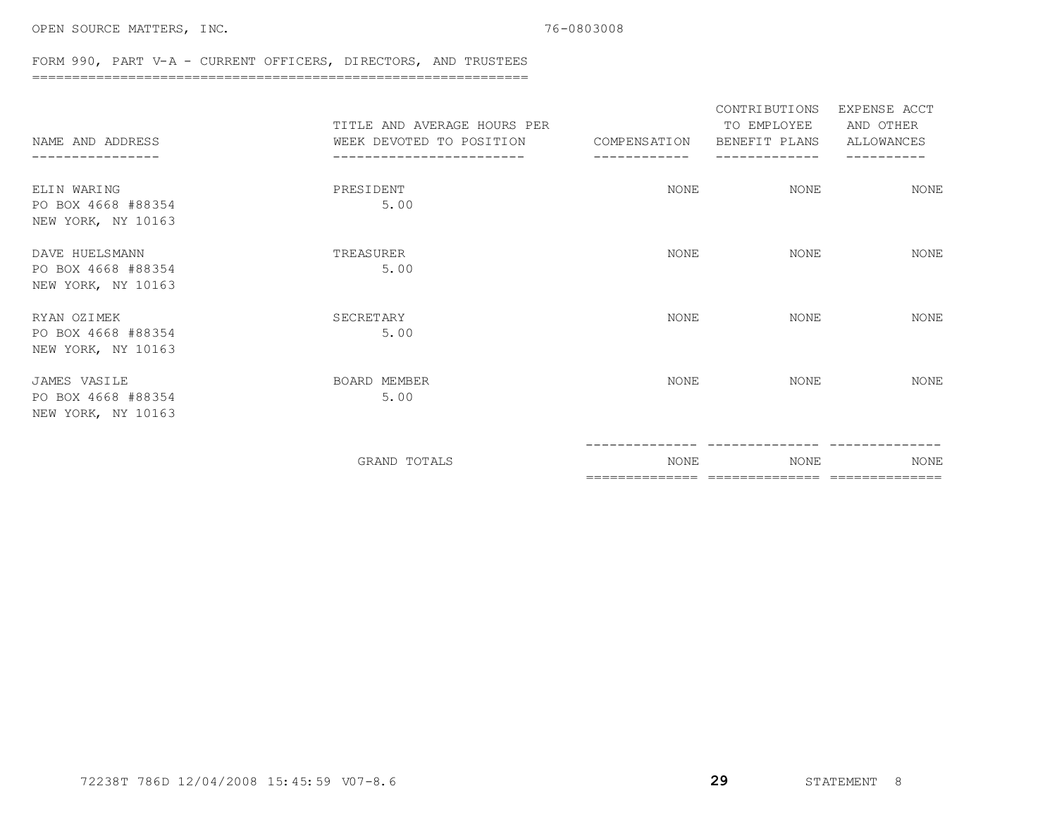OPEN SOURCE MATTERS, INC. 76-0803008

## FORM 990, PART V-A - CURRENT OFFICERS, DIRECTORS, AND TRUSTEES

| NAME AND ADDRESS | TITLE AND AVERAGE HOURS PER WEEK DEVOTED TO POSITION | COMPENSATION | CONTRIBUTIONS TO EMPLOYEE BENEFIT PLANS | EXPENSE ACCT AND OTHER ALLOWANCES |
|---|---|---|---|---|
| ELIN WARING<br>PO BOX 4668 #88354<br>NEW YORK, NY 10163 | PRESIDENT<br>5.00 | NONE | NONE | NONE |
| DAVE HUELSMANN<br>PO BOX 4668 #88354<br>NEW YORK, NY 10163 | TREASURER<br>5.00 | NONE | NONE | NONE |
| RYAN OZIMEK<br>PO BOX 4668 #88354<br>NEW YORK, NY 10163 | SECRETARY<br>5.00 | NONE | NONE | NONE |
| JAMES VASILE<br>PO BOX 4668 #88354<br>NEW YORK, NY 10163 | BOARD MEMBER<br>5.00 | NONE | NONE | NONE |
| | GRAND TOTALS | NONE | NONE | NONE |

72238T 786D 12/04/2008 15:45:59 V07-8.6

STATEMENT 8